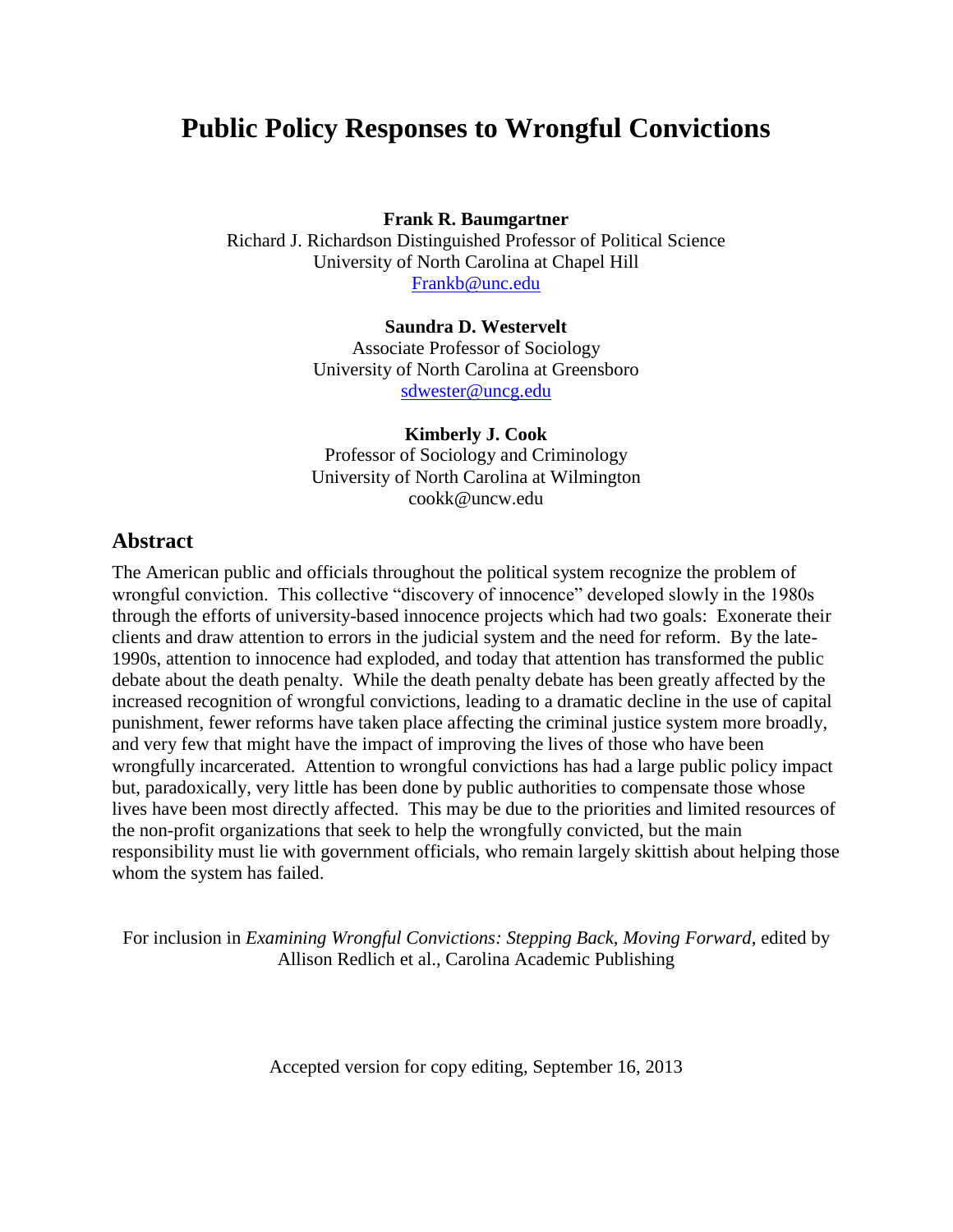# Public Policy Responses to Wrongful Convictions

**Frank R. Baumgartner**
Richard J. Richardson Distinguished Professor of Political Science
University of North Carolina at Chapel Hill
Frankb@unc.edu

**Saundra D. Westervelt**
Associate Professor of Sociology
University of North Carolina at Greensboro
sdwester@uncg.edu

**Kimberly J. Cook**
Professor of Sociology and Criminology
University of North Carolina at Wilmington
cookk@uncw.edu

## Abstract

The American public and officials throughout the political system recognize the problem of wrongful conviction. This collective "discovery of innocence" developed slowly in the 1980s through the efforts of university-based innocence projects which had two goals: Exonerate their clients and draw attention to errors in the judicial system and the need for reform. By the late-1990s, attention to innocence had exploded, and today that attention has transformed the public debate about the death penalty. While the death penalty debate has been greatly affected by the increased recognition of wrongful convictions, leading to a dramatic decline in the use of capital punishment, fewer reforms have taken place affecting the criminal justice system more broadly, and very few that might have the impact of improving the lives of those who have been wrongfully incarcerated. Attention to wrongful convictions has had a large public policy impact but, paradoxically, very little has been done by public authorities to compensate those whose lives have been most directly affected. This may be due to the priorities and limited resources of the non-profit organizations that seek to help the wrongfully convicted, but the main responsibility must lie with government officials, who remain largely skittish about helping those whom the system has failed.

For inclusion in *Examining Wrongful Convictions: Stepping Back, Moving Forward*, edited by Allison Redlich et al., Carolina Academic Publishing

Accepted version for copy editing, September 16, 2013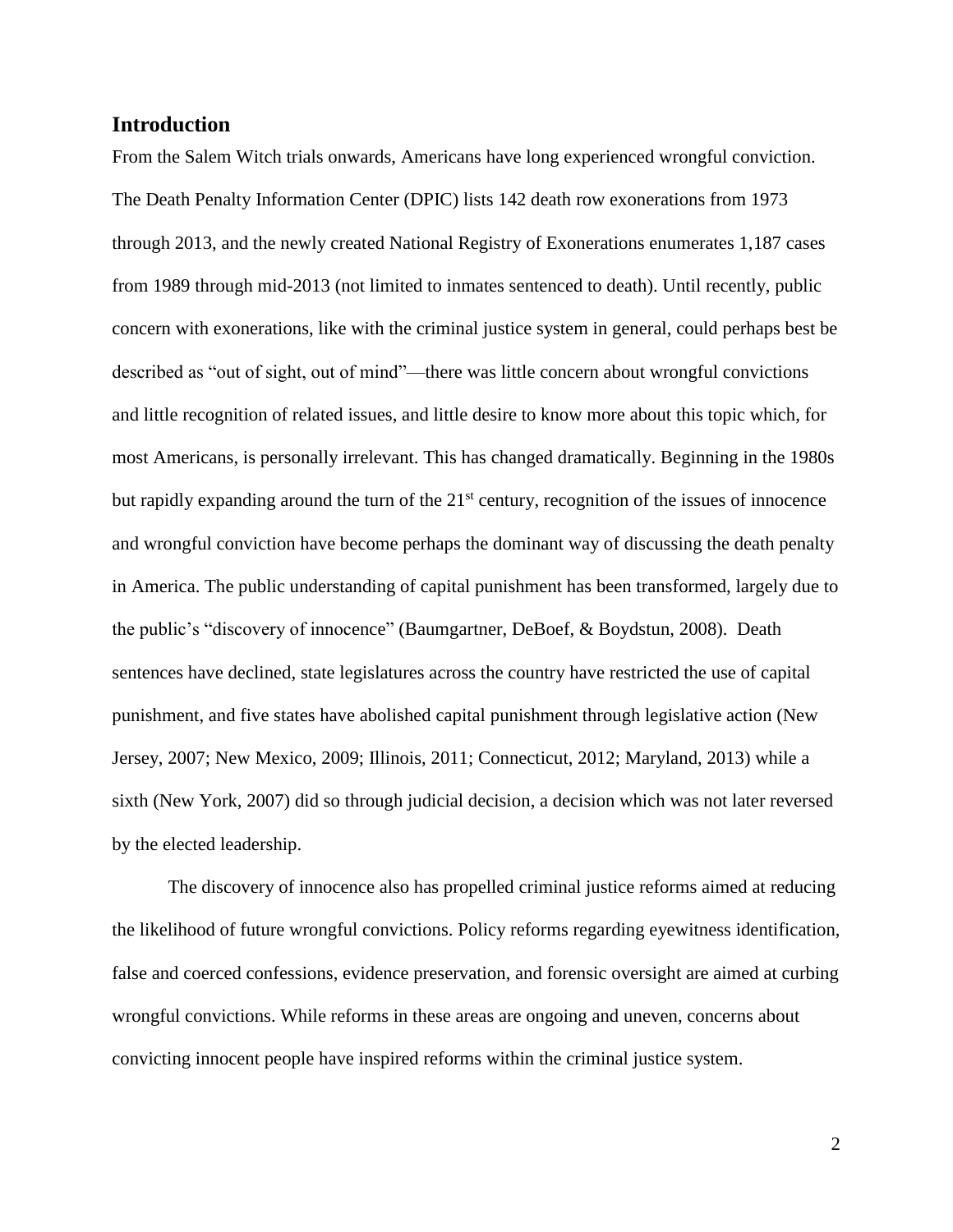## Introduction

From the Salem Witch trials onwards, Americans have long experienced wrongful conviction. The Death Penalty Information Center (DPIC) lists 142 death row exonerations from 1973 through 2013, and the newly created National Registry of Exonerations enumerates 1,187 cases from 1989 through mid-2013 (not limited to inmates sentenced to death). Until recently, public concern with exonerations, like with the criminal justice system in general, could perhaps best be described as "out of sight, out of mind"—there was little concern about wrongful convictions and little recognition of related issues, and little desire to know more about this topic which, for most Americans, is personally irrelevant. This has changed dramatically. Beginning in the 1980s but rapidly expanding around the turn of the 21st century, recognition of the issues of innocence and wrongful conviction have become perhaps the dominant way of discussing the death penalty in America. The public understanding of capital punishment has been transformed, largely due to the public's "discovery of innocence" (Baumgartner, DeBoef, & Boydstun, 2008). Death sentences have declined, state legislatures across the country have restricted the use of capital punishment, and five states have abolished capital punishment through legislative action (New Jersey, 2007; New Mexico, 2009; Illinois, 2011; Connecticut, 2012; Maryland, 2013) while a sixth (New York, 2007) did so through judicial decision, a decision which was not later reversed by the elected leadership.

The discovery of innocence also has propelled criminal justice reforms aimed at reducing the likelihood of future wrongful convictions. Policy reforms regarding eyewitness identification, false and coerced confessions, evidence preservation, and forensic oversight are aimed at curbing wrongful convictions. While reforms in these areas are ongoing and uneven, concerns about convicting innocent people have inspired reforms within the criminal justice system.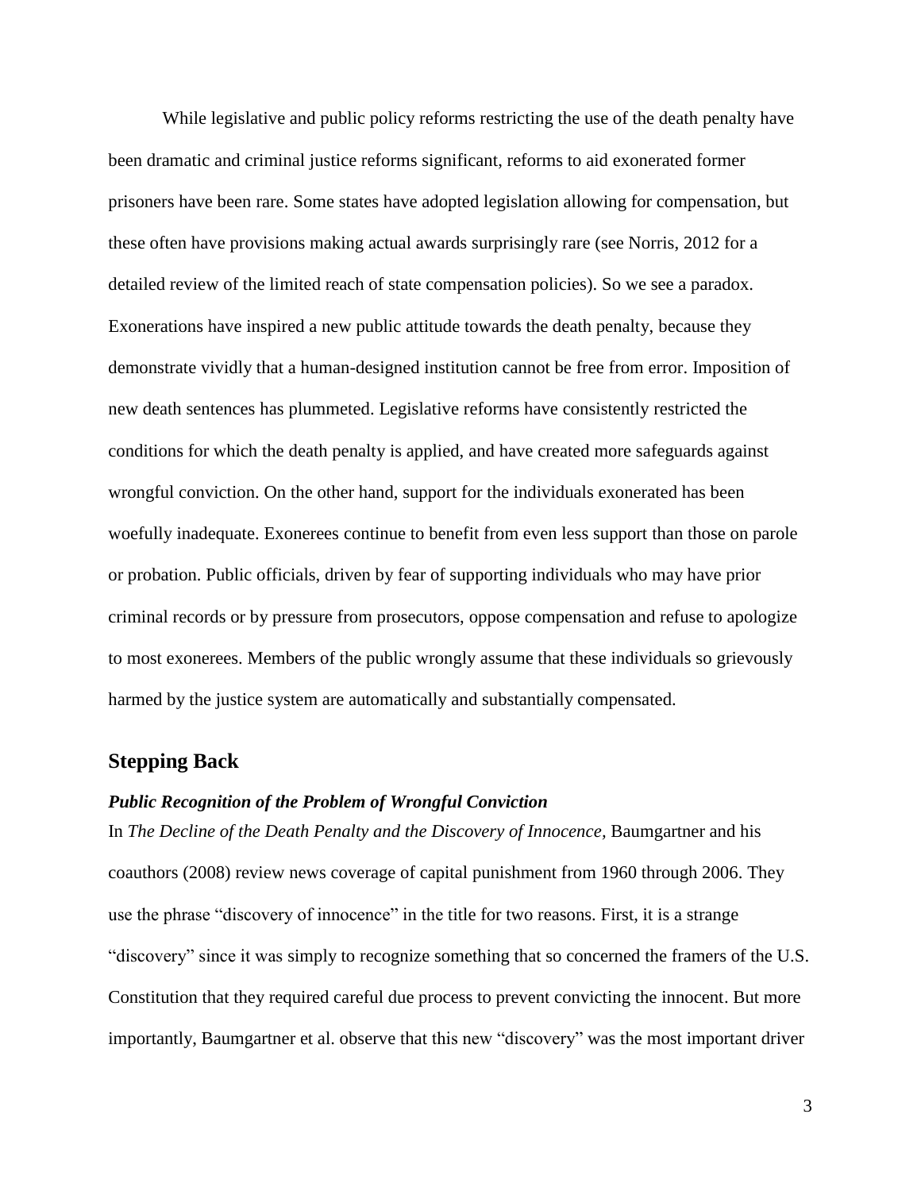While legislative and public policy reforms restricting the use of the death penalty have been dramatic and criminal justice reforms significant, reforms to aid exonerated former prisoners have been rare. Some states have adopted legislation allowing for compensation, but these often have provisions making actual awards surprisingly rare (see Norris, 2012 for a detailed review of the limited reach of state compensation policies). So we see a paradox. Exonerations have inspired a new public attitude towards the death penalty, because they demonstrate vividly that a human-designed institution cannot be free from error. Imposition of new death sentences has plummeted. Legislative reforms have consistently restricted the conditions for which the death penalty is applied, and have created more safeguards against wrongful conviction. On the other hand, support for the individuals exonerated has been woefully inadequate. Exonerees continue to benefit from even less support than those on parole or probation. Public officials, driven by fear of supporting individuals who may have prior criminal records or by pressure from prosecutors, oppose compensation and refuse to apologize to most exonerees. Members of the public wrongly assume that these individuals so grievously harmed by the justice system are automatically and substantially compensated.

## Stepping Back

### *Public Recognition of the Problem of Wrongful Conviction*

In *The Decline of the Death Penalty and the Discovery of Innocence,* Baumgartner and his coauthors (2008) review news coverage of capital punishment from 1960 through 2006. They use the phrase "discovery of innocence" in the title for two reasons. First, it is a strange "discovery" since it was simply to recognize something that so concerned the framers of the U.S. Constitution that they required careful due process to prevent convicting the innocent. But more importantly, Baumgartner et al. observe that this new "discovery" was the most important driver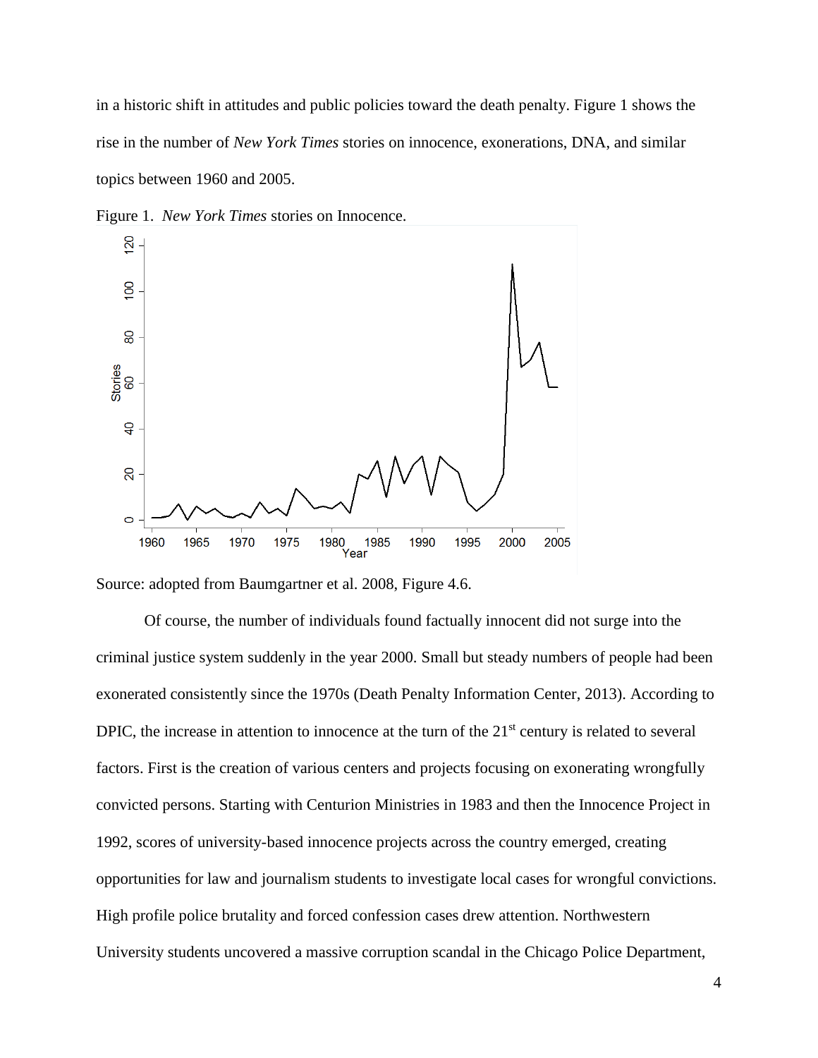in a historic shift in attitudes and public policies toward the death penalty. Figure 1 shows the rise in the number of *New York Times* stories on innocence, exonerations, DNA, and similar topics between 1960 and 2005.

Figure 1. *New York Times* stories on Innocence.

Source: adopted from Baumgartner et al. 2008, Figure 4.6.

Of course, the number of individuals found factually innocent did not surge into the criminal justice system suddenly in the year 2000. Small but steady numbers of people had been exonerated consistently since the 1970s (Death Penalty Information Center, 2013). According to DPIC, the increase in attention to innocence at the turn of the 21st century is related to several factors. First is the creation of various centers and projects focusing on exonerating wrongfully convicted persons. Starting with Centurion Ministries in 1983 and then the Innocence Project in 1992, scores of university-based innocence projects across the country emerged, creating opportunities for law and journalism students to investigate local cases for wrongful convictions. High profile police brutality and forced confession cases drew attention. Northwestern University students uncovered a massive corruption scandal in the Chicago Police Department,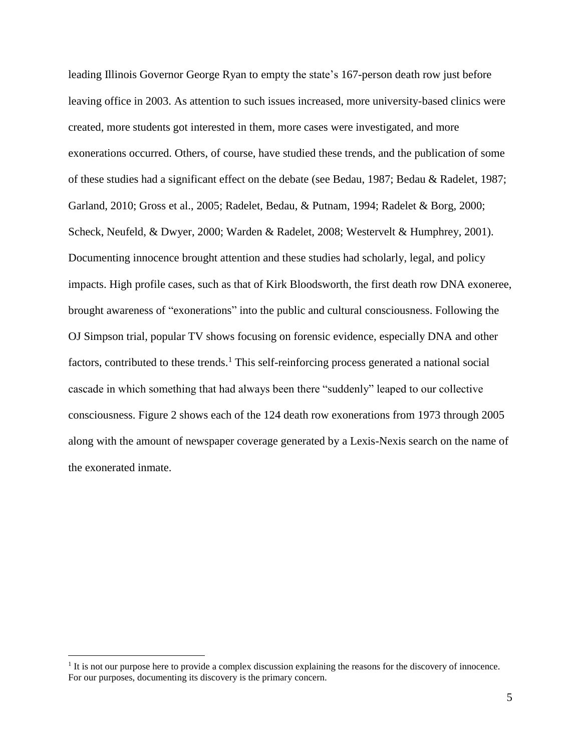leading Illinois Governor George Ryan to empty the state's 167-person death row just before leaving office in 2003. As attention to such issues increased, more university-based clinics were created, more students got interested in them, more cases were investigated, and more exonerations occurred. Others, of course, have studied these trends, and the publication of some of these studies had a significant effect on the debate (see Bedau, 1987; Bedau & Radelet, 1987; Garland, 2010; Gross et al., 2005; Radelet, Bedau, & Putnam, 1994; Radelet & Borg, 2000; Scheck, Neufeld, & Dwyer, 2000; Warden & Radelet, 2008; Westervelt & Humphrey, 2001). Documenting innocence brought attention and these studies had scholarly, legal, and policy impacts. High profile cases, such as that of Kirk Bloodsworth, the first death row DNA exoneree, brought awareness of "exonerations" into the public and cultural consciousness. Following the OJ Simpson trial, popular TV shows focusing on forensic evidence, especially DNA and other factors, contributed to these trends.[1] This self-reinforcing process generated a national social cascade in which something that had always been there "suddenly" leaped to our collective consciousness. Figure 2 shows each of the 124 death row exonerations from 1973 through 2005 along with the amount of newspaper coverage generated by a Lexis-Nexis search on the name of the exonerated inmate.

[1] It is not our purpose here to provide a complex discussion explaining the reasons for the discovery of innocence. For our purposes, documenting its discovery is the primary concern.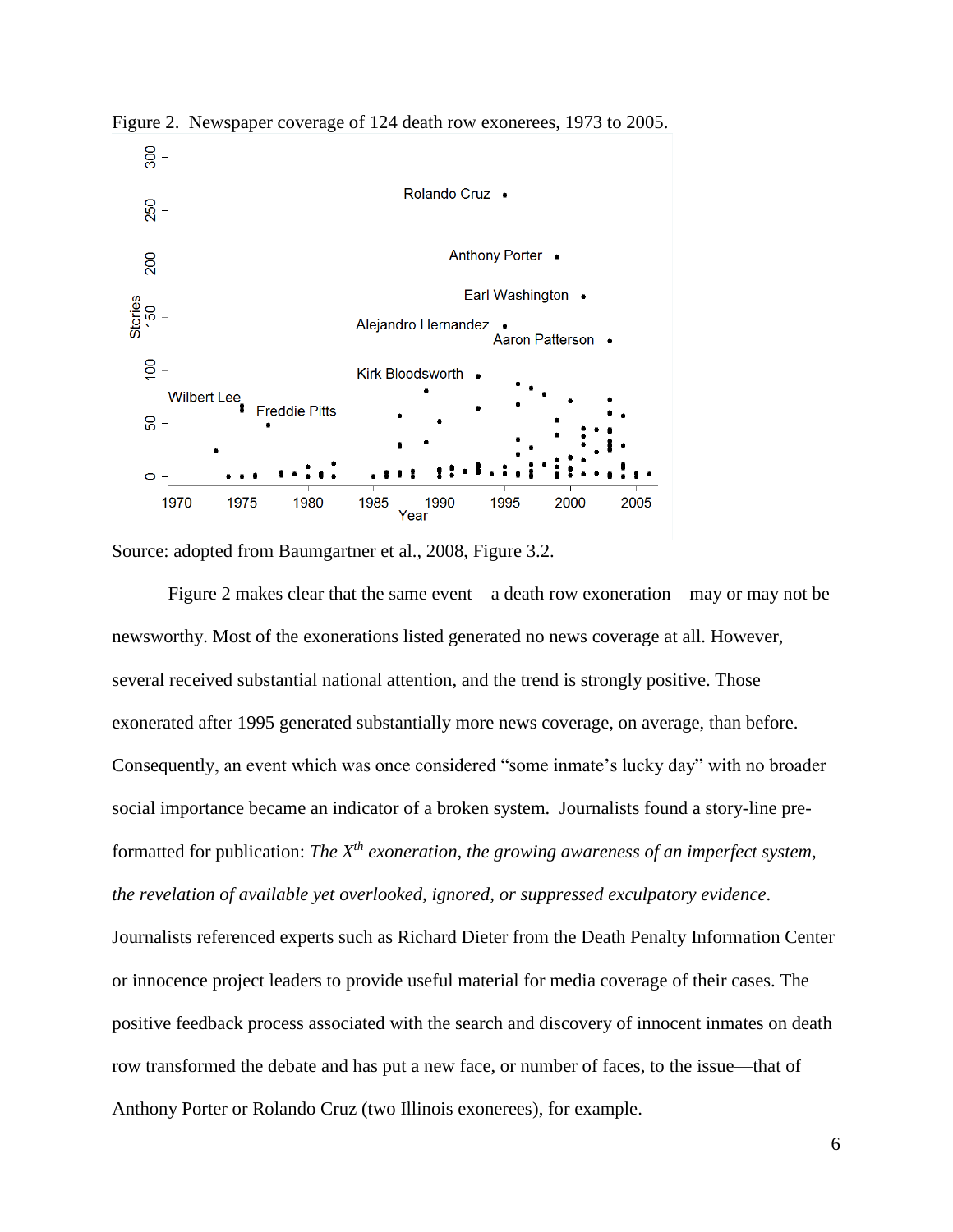Figure 2. Newspaper coverage of 124 death row exonerees, 1973 to 2005.

Source: adopted from Baumgartner et al., 2008, Figure 3.2.

Figure 2 makes clear that the same event—a death row exoneration—may or may not be newsworthy. Most of the exonerations listed generated no news coverage at all. However, several received substantial national attention, and the trend is strongly positive. Those exonerated after 1995 generated substantially more news coverage, on average, than before. Consequently, an event which was once considered "some inmate's lucky day" with no broader social importance became an indicator of a broken system. Journalists found a story-line pre-formatted for publication: *The X^th^ exoneration, the growing awareness of an imperfect system, the revelation of available yet overlooked, ignored, or suppressed exculpatory evidence*. Journalists referenced experts such as Richard Dieter from the Death Penalty Information Center or innocence project leaders to provide useful material for media coverage of their cases. The positive feedback process associated with the search and discovery of innocent inmates on death row transformed the debate and has put a new face, or number of faces, to the issue—that of Anthony Porter or Rolando Cruz (two Illinois exonerees), for example.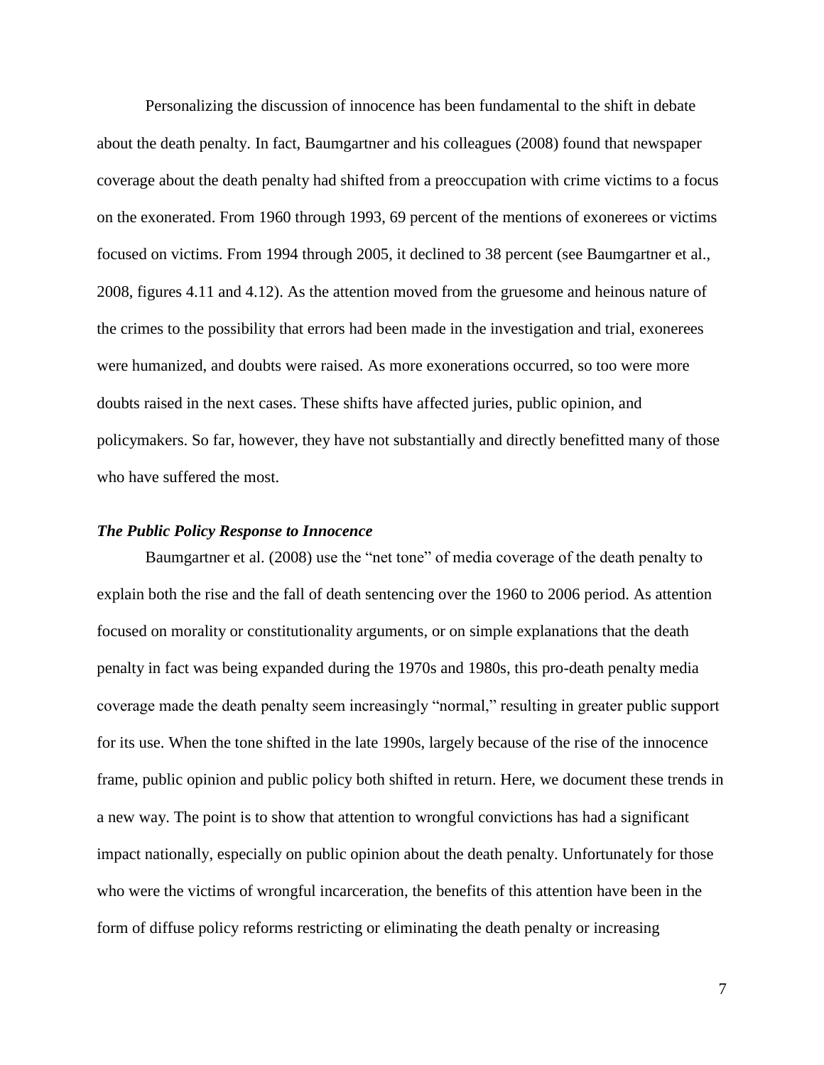Personalizing the discussion of innocence has been fundamental to the shift in debate about the death penalty. In fact, Baumgartner and his colleagues (2008) found that newspaper coverage about the death penalty had shifted from a preoccupation with crime victims to a focus on the exonerated. From 1960 through 1993, 69 percent of the mentions of exonerees or victims focused on victims. From 1994 through 2005, it declined to 38 percent (see Baumgartner et al., 2008, figures 4.11 and 4.12). As the attention moved from the gruesome and heinous nature of the crimes to the possibility that errors had been made in the investigation and trial, exonerees were humanized, and doubts were raised. As more exonerations occurred, so too were more doubts raised in the next cases. These shifts have affected juries, public opinion, and policymakers. So far, however, they have not substantially and directly benefitted many of those who have suffered the most.

### *The Public Policy Response to Innocence*

Baumgartner et al. (2008) use the "net tone" of media coverage of the death penalty to explain both the rise and the fall of death sentencing over the 1960 to 2006 period. As attention focused on morality or constitutionality arguments, or on simple explanations that the death penalty in fact was being expanded during the 1970s and 1980s, this pro-death penalty media coverage made the death penalty seem increasingly "normal," resulting in greater public support for its use. When the tone shifted in the late 1990s, largely because of the rise of the innocence frame, public opinion and public policy both shifted in return. Here, we document these trends in a new way. The point is to show that attention to wrongful convictions has had a significant impact nationally, especially on public opinion about the death penalty. Unfortunately for those who were the victims of wrongful incarceration, the benefits of this attention have been in the form of diffuse policy reforms restricting or eliminating the death penalty or increasing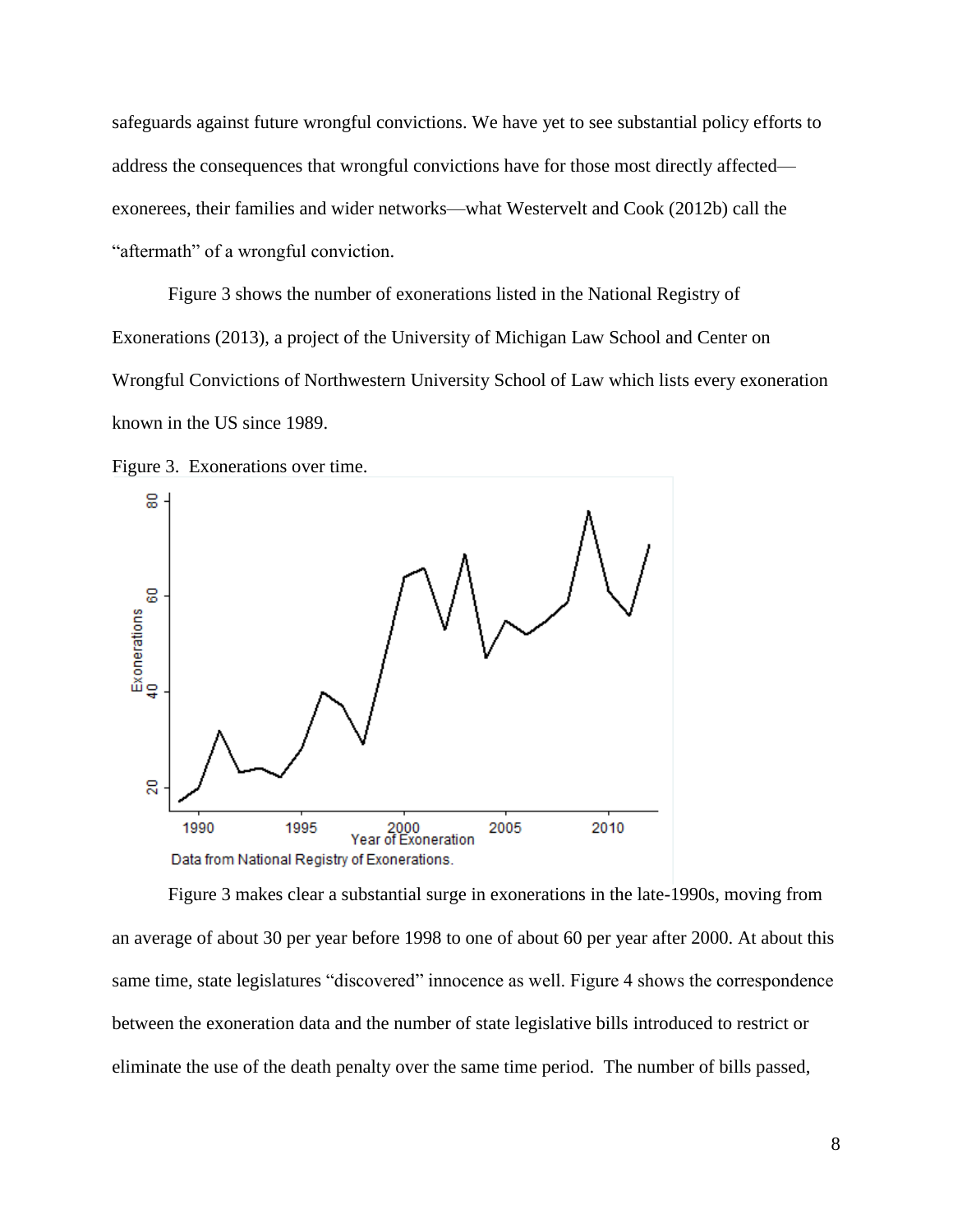safeguards against future wrongful convictions. We have yet to see substantial policy efforts to address the consequences that wrongful convictions have for those most directly affected—exonerees, their families and wider networks—what Westervelt and Cook (2012b) call the "aftermath" of a wrongful conviction.

Figure 3 shows the number of exonerations listed in the National Registry of Exonerations (2013), a project of the University of Michigan Law School and Center on Wrongful Convictions of Northwestern University School of Law which lists every exoneration known in the US since 1989.

Figure 3. Exonerations over time.

Figure 3 makes clear a substantial surge in exonerations in the late-1990s, moving from an average of about 30 per year before 1998 to one of about 60 per year after 2000. At about this same time, state legislatures "discovered" innocence as well. Figure 4 shows the correspondence between the exoneration data and the number of state legislative bills introduced to restrict or eliminate the use of the death penalty over the same time period. The number of bills passed,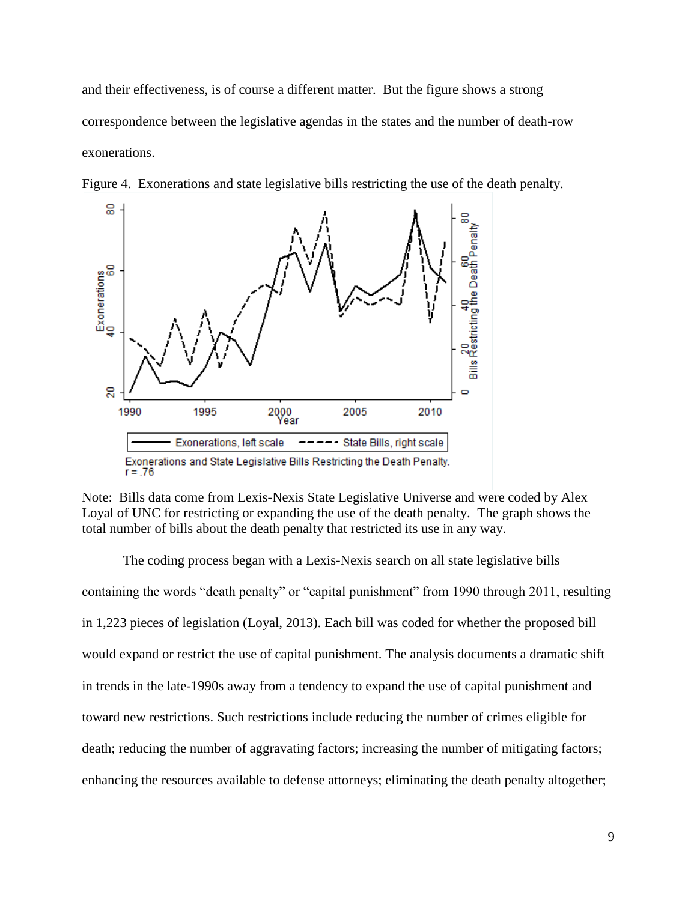and their effectiveness, is of course a different matter. But the figure shows a strong correspondence between the legislative agendas in the states and the number of death-row exonerations.

Figure 4. Exonerations and state legislative bills restricting the use of the death penalty.

Exonerations and State Legislative Bills Restricting the Death Penalty.
r = .76

Note: Bills data come from Lexis-Nexis State Legislative Universe and were coded by Alex Loyal of UNC for restricting or expanding the use of the death penalty. The graph shows the total number of bills about the death penalty that restricted its use in any way.

The coding process began with a Lexis-Nexis search on all state legislative bills containing the words "death penalty" or "capital punishment" from 1990 through 2011, resulting in 1,223 pieces of legislation (Loyal, 2013). Each bill was coded for whether the proposed bill would expand or restrict the use of capital punishment. The analysis documents a dramatic shift in trends in the late-1990s away from a tendency to expand the use of capital punishment and toward new restrictions. Such restrictions include reducing the number of crimes eligible for death; reducing the number of aggravating factors; increasing the number of mitigating factors; enhancing the resources available to defense attorneys; eliminating the death penalty altogether;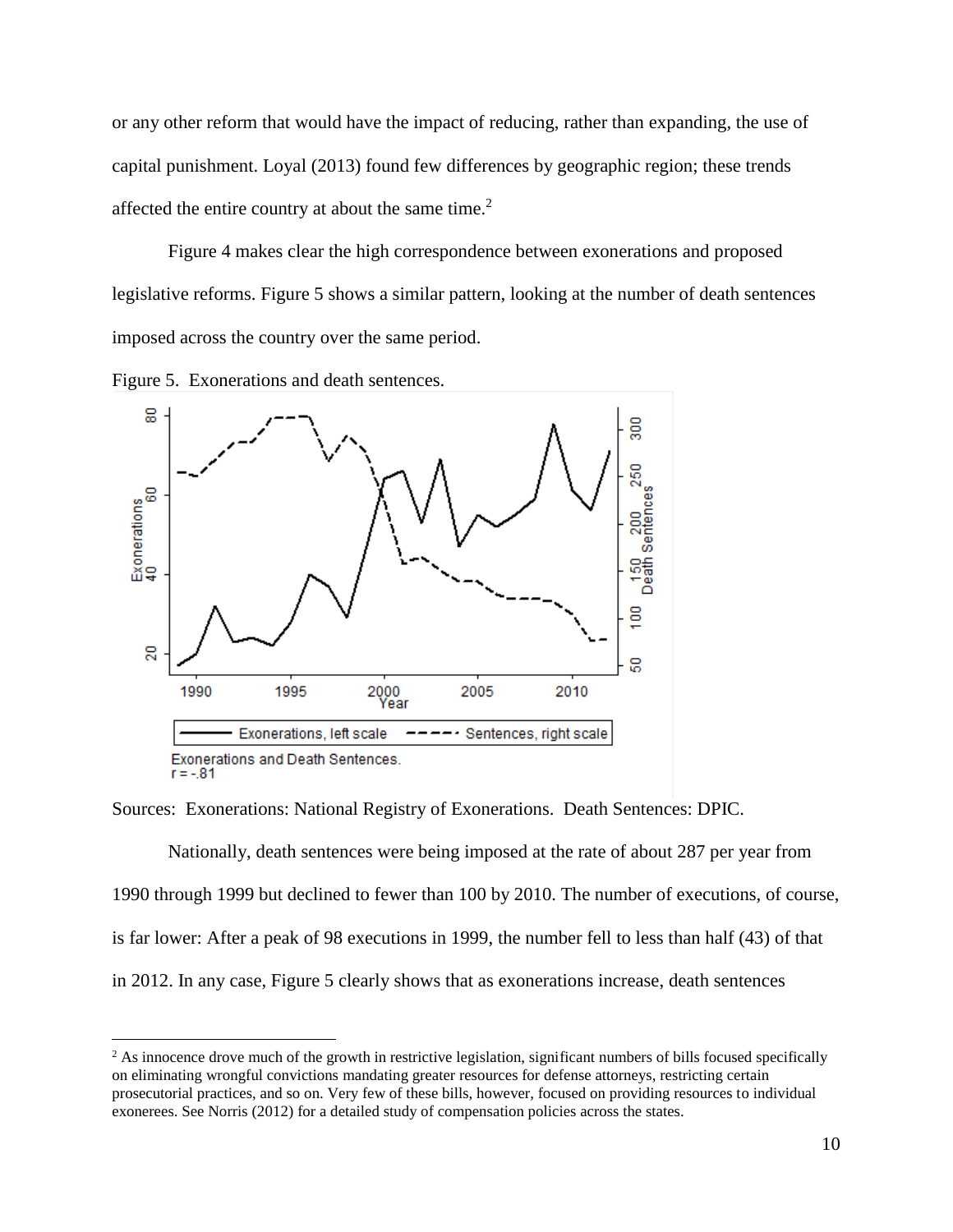or any other reform that would have the impact of reducing, rather than expanding, the use of capital punishment. Loyal (2013) found few differences by geographic region; these trends affected the entire country at about the same time.[2]

Figure 4 makes clear the high correspondence between exonerations and proposed legislative reforms. Figure 5 shows a similar pattern, looking at the number of death sentences imposed across the country over the same period.

Figure 5. Exonerations and death sentences.

Sources: Exonerations: National Registry of Exonerations. Death Sentences: DPIC.

Nationally, death sentences were being imposed at the rate of about 287 per year from 1990 through 1999 but declined to fewer than 100 by 2010. The number of executions, of course, is far lower: After a peak of 98 executions in 1999, the number fell to less than half (43) of that in 2012. In any case, Figure 5 clearly shows that as exonerations increase, death sentences

[2] As innocence drove much of the growth in restrictive legislation, significant numbers of bills focused specifically on eliminating wrongful convictions mandating greater resources for defense attorneys, restricting certain prosecutorial practices, and so on. Very few of these bills, however, focused on providing resources to individual exonerees. See Norris (2012) for a detailed study of compensation policies across the states.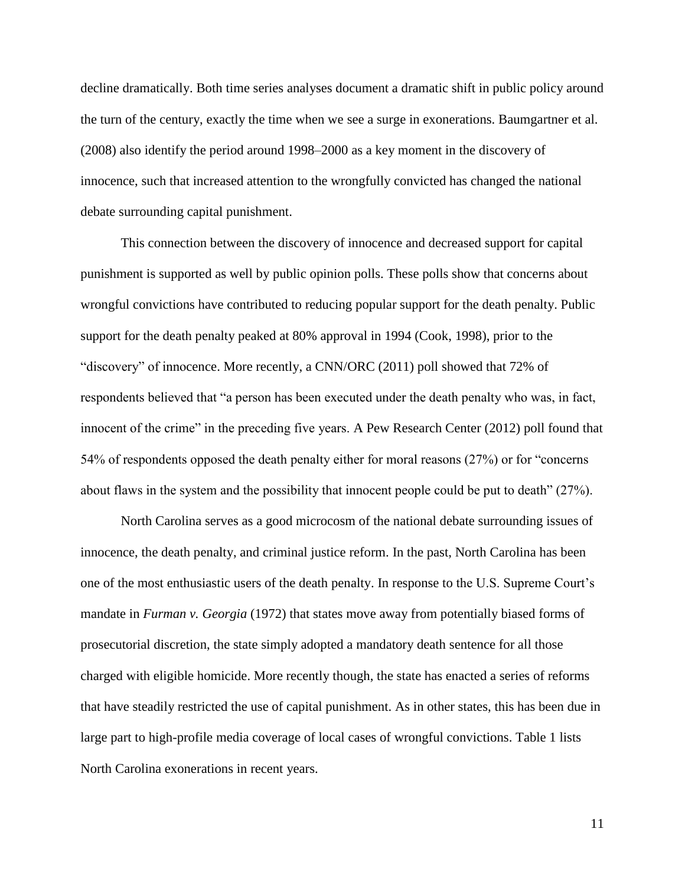decline dramatically. Both time series analyses document a dramatic shift in public policy around the turn of the century, exactly the time when we see a surge in exonerations. Baumgartner et al. (2008) also identify the period around 1998–2000 as a key moment in the discovery of innocence, such that increased attention to the wrongfully convicted has changed the national debate surrounding capital punishment.

This connection between the discovery of innocence and decreased support for capital punishment is supported as well by public opinion polls. These polls show that concerns about wrongful convictions have contributed to reducing popular support for the death penalty. Public support for the death penalty peaked at 80% approval in 1994 (Cook, 1998), prior to the "discovery" of innocence. More recently, a CNN/ORC (2011) poll showed that 72% of respondents believed that "a person has been executed under the death penalty who was, in fact, innocent of the crime" in the preceding five years. A Pew Research Center (2012) poll found that 54% of respondents opposed the death penalty either for moral reasons (27%) or for "concerns about flaws in the system and the possibility that innocent people could be put to death" (27%).

North Carolina serves as a good microcosm of the national debate surrounding issues of innocence, the death penalty, and criminal justice reform. In the past, North Carolina has been one of the most enthusiastic users of the death penalty. In response to the U.S. Supreme Court's mandate in *Furman v. Georgia* (1972) that states move away from potentially biased forms of prosecutorial discretion, the state simply adopted a mandatory death sentence for all those charged with eligible homicide. More recently though, the state has enacted a series of reforms that have steadily restricted the use of capital punishment. As in other states, this has been due in large part to high-profile media coverage of local cases of wrongful convictions. Table 1 lists North Carolina exonerations in recent years.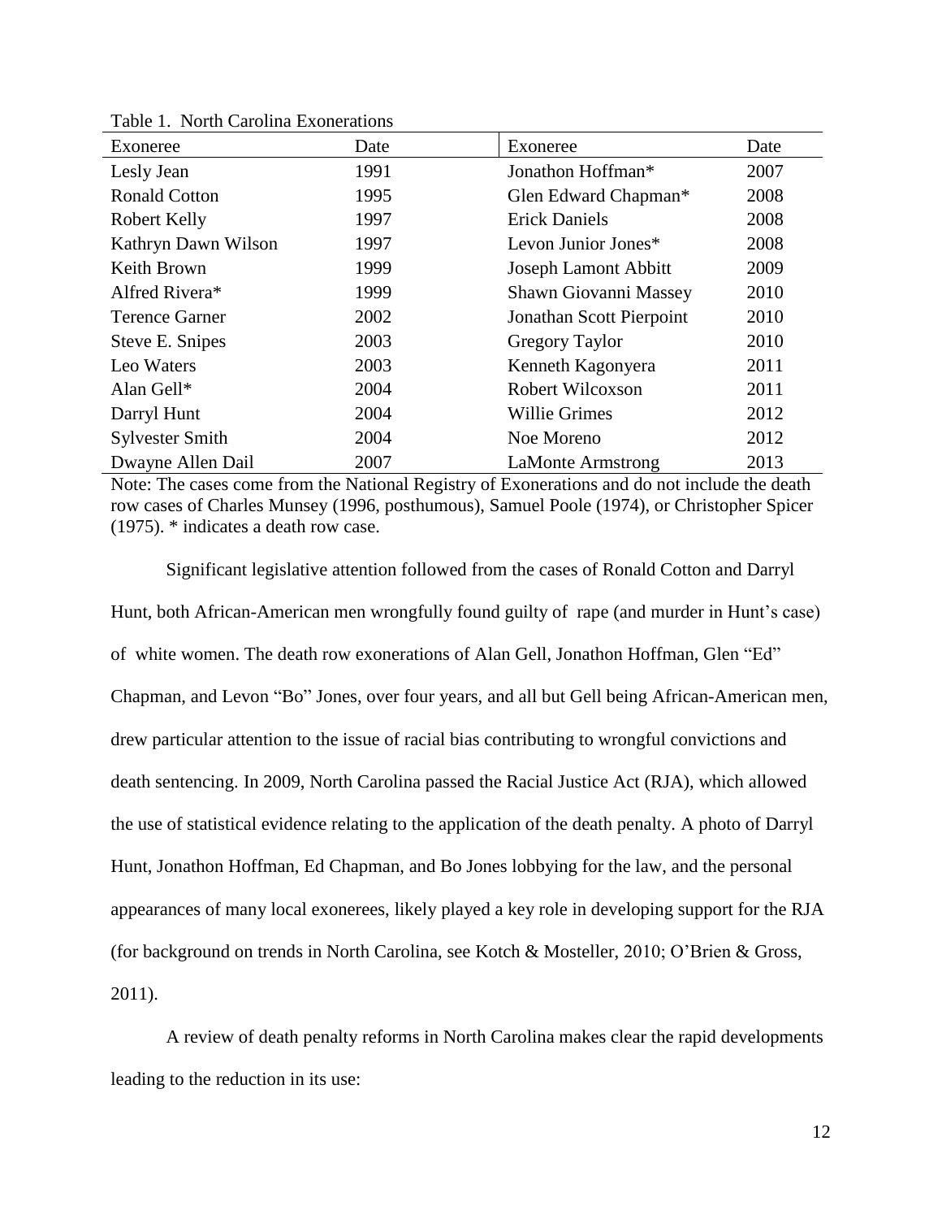Table 1. North Carolina Exonerations

| Exoneree | Date | Exoneree | Date |
|---|---|---|---|
| Lesly Jean | 1991 | Jonathon Hoffman* | 2007 |
| Ronald Cotton | 1995 | Glen Edward Chapman* | 2008 |
| Robert Kelly | 1997 | Erick Daniels | 2008 |
| Kathryn Dawn Wilson | 1997 | Levon Junior Jones* | 2008 |
| Keith Brown | 1999 | Joseph Lamont Abbitt | 2009 |
| Alfred Rivera* | 1999 | Shawn Giovanni Massey | 2010 |
| Terence Garner | 2002 | Jonathan Scott Pierpoint | 2010 |
| Steve E. Snipes | 2003 | Gregory Taylor | 2010 |
| Leo Waters | 2003 | Kenneth Kagonyera | 2011 |
| Alan Gell* | 2004 | Robert Wilcoxson | 2011 |
| Darryl Hunt | 2004 | Willie Grimes | 2012 |
| Sylvester Smith | 2004 | Noe Moreno | 2012 |
| Dwayne Allen Dail | 2007 | LaMonte Armstrong | 2013 |

Note: The cases come from the National Registry of Exonerations and do not include the death row cases of Charles Munsey (1996, posthumous), Samuel Poole (1974), or Christopher Spicer (1975). * indicates a death row case.

Significant legislative attention followed from the cases of Ronald Cotton and Darryl Hunt, both African-American men wrongfully found guilty of rape (and murder in Hunt's case) of white women. The death row exonerations of Alan Gell, Jonathon Hoffman, Glen "Ed" Chapman, and Levon "Bo" Jones, over four years, and all but Gell being African-American men, drew particular attention to the issue of racial bias contributing to wrongful convictions and death sentencing. In 2009, North Carolina passed the Racial Justice Act (RJA), which allowed the use of statistical evidence relating to the application of the death penalty. A photo of Darryl Hunt, Jonathon Hoffman, Ed Chapman, and Bo Jones lobbying for the law, and the personal appearances of many local exonerees, likely played a key role in developing support for the RJA (for background on trends in North Carolina, see Kotch & Mosteller, 2010; O'Brien & Gross, 2011).

A review of death penalty reforms in North Carolina makes clear the rapid developments leading to the reduction in its use: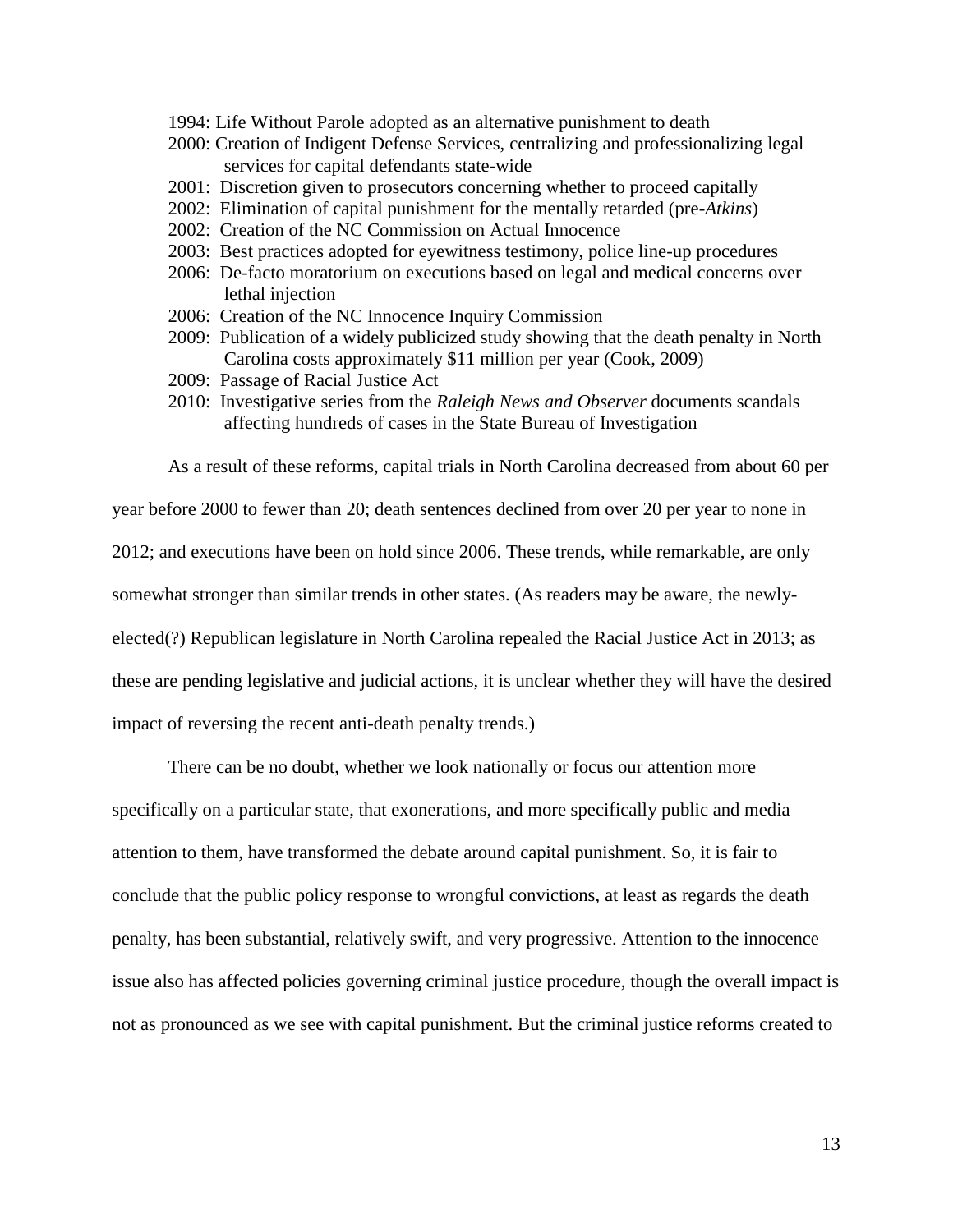1994: Life Without Parole adopted as an alternative punishment to death  
2000: Creation of Indigent Defense Services, centralizing and professionalizing legal services for capital defendants state-wide  
2001: Discretion given to prosecutors concerning whether to proceed capitally  
2002: Elimination of capital punishment for the mentally retarded (pre-*Atkins*)  
2002: Creation of the NC Commission on Actual Innocence  
2003: Best practices adopted for eyewitness testimony, police line-up procedures  
2006: De-facto moratorium on executions based on legal and medical concerns over lethal injection  
2006: Creation of the NC Innocence Inquiry Commission  
2009: Publication of a widely publicized study showing that the death penalty in North Carolina costs approximately $11 million per year (Cook, 2009)  
2009: Passage of Racial Justice Act  
2010: Investigative series from the *Raleigh News and Observer* documents scandals affecting hundreds of cases in the State Bureau of Investigation

As a result of these reforms, capital trials in North Carolina decreased from about 60 per year before 2000 to fewer than 20; death sentences declined from over 20 per year to none in 2012; and executions have been on hold since 2006. These trends, while remarkable, are only somewhat stronger than similar trends in other states. (As readers may be aware, the newly-elected(?) Republican legislature in North Carolina repealed the Racial Justice Act in 2013; as these are pending legislative and judicial actions, it is unclear whether they will have the desired impact of reversing the recent anti-death penalty trends.)

There can be no doubt, whether we look nationally or focus our attention more specifically on a particular state, that exonerations, and more specifically public and media attention to them, have transformed the debate around capital punishment. So, it is fair to conclude that the public policy response to wrongful convictions, at least as regards the death penalty, has been substantial, relatively swift, and very progressive. Attention to the innocence issue also has affected policies governing criminal justice procedure, though the overall impact is not as pronounced as we see with capital punishment. But the criminal justice reforms created to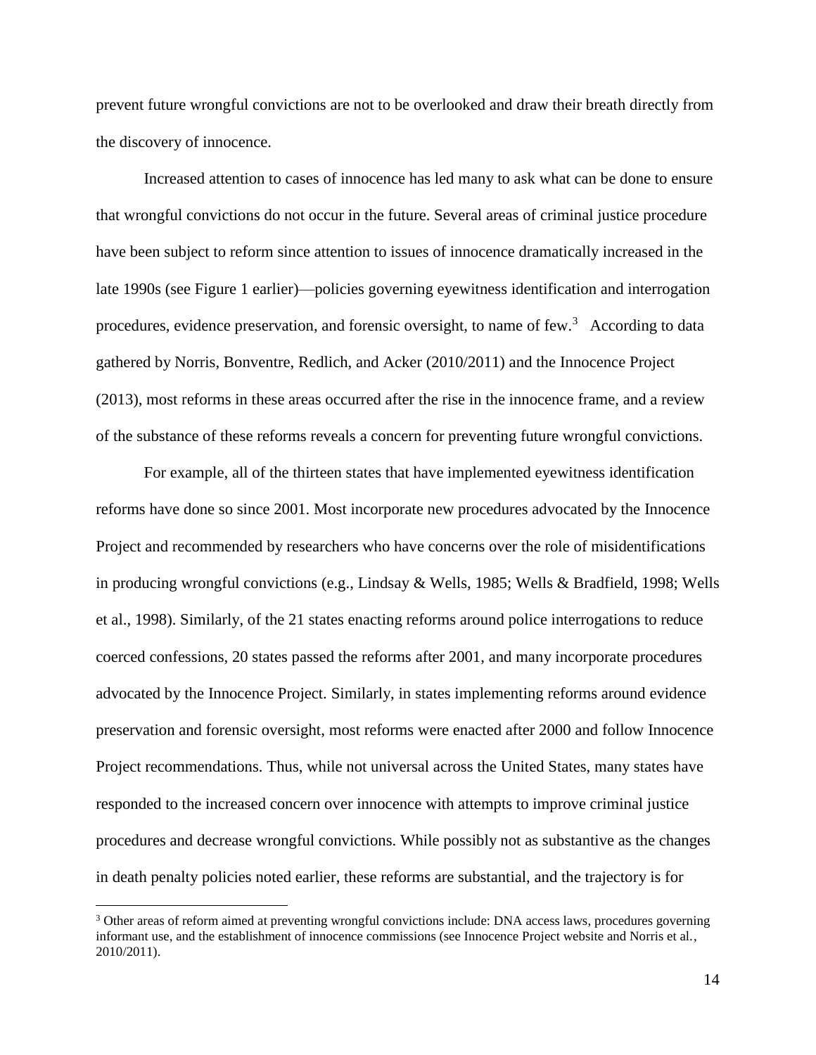prevent future wrongful convictions are not to be overlooked and draw their breath directly from the discovery of innocence.

Increased attention to cases of innocence has led many to ask what can be done to ensure that wrongful convictions do not occur in the future. Several areas of criminal justice procedure have been subject to reform since attention to issues of innocence dramatically increased in the late 1990s (see Figure 1 earlier)—policies governing eyewitness identification and interrogation procedures, evidence preservation, and forensic oversight, to name of few.[3] According to data gathered by Norris, Bonventre, Redlich, and Acker (2010/2011) and the Innocence Project (2013), most reforms in these areas occurred after the rise in the innocence frame, and a review of the substance of these reforms reveals a concern for preventing future wrongful convictions.

For example, all of the thirteen states that have implemented eyewitness identification reforms have done so since 2001. Most incorporate new procedures advocated by the Innocence Project and recommended by researchers who have concerns over the role of misidentifications in producing wrongful convictions (e.g., Lindsay & Wells, 1985; Wells & Bradfield, 1998; Wells et al., 1998). Similarly, of the 21 states enacting reforms around police interrogations to reduce coerced confessions, 20 states passed the reforms after 2001, and many incorporate procedures advocated by the Innocence Project. Similarly, in states implementing reforms around evidence preservation and forensic oversight, most reforms were enacted after 2000 and follow Innocence Project recommendations. Thus, while not universal across the United States, many states have responded to the increased concern over innocence with attempts to improve criminal justice procedures and decrease wrongful convictions. While possibly not as substantive as the changes in death penalty policies noted earlier, these reforms are substantial, and the trajectory is for

[3] Other areas of reform aimed at preventing wrongful convictions include: DNA access laws, procedures governing informant use, and the establishment of innocence commissions (see Innocence Project website and Norris et al., 2010/2011).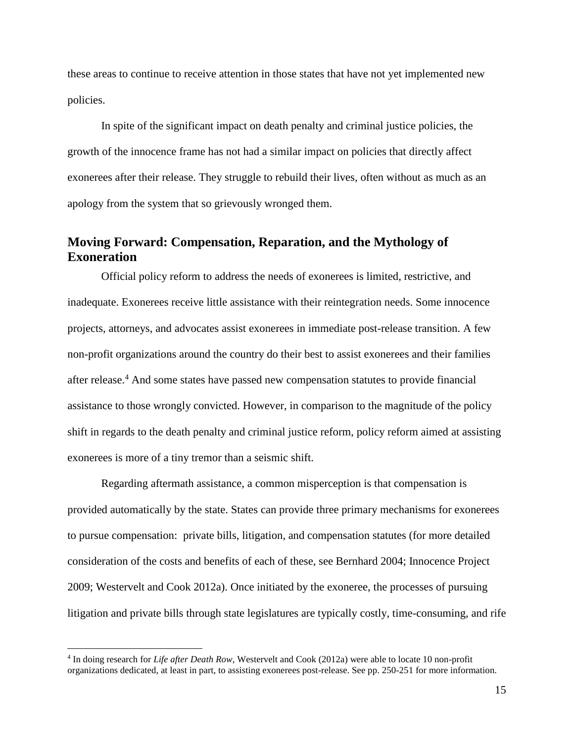these areas to continue to receive attention in those states that have not yet implemented new policies.

In spite of the significant impact on death penalty and criminal justice policies, the growth of the innocence frame has not had a similar impact on policies that directly affect exonerees after their release. They struggle to rebuild their lives, often without as much as an apology from the system that so grievously wronged them.

## Moving Forward: Compensation, Reparation, and the Mythology of Exoneration

Official policy reform to address the needs of exonerees is limited, restrictive, and inadequate. Exonerees receive little assistance with their reintegration needs. Some innocence projects, attorneys, and advocates assist exonerees in immediate post-release transition. A few non-profit organizations around the country do their best to assist exonerees and their families after release.[4] And some states have passed new compensation statutes to provide financial assistance to those wrongly convicted. However, in comparison to the magnitude of the policy shift in regards to the death penalty and criminal justice reform, policy reform aimed at assisting exonerees is more of a tiny tremor than a seismic shift.

Regarding aftermath assistance, a common misperception is that compensation is provided automatically by the state. States can provide three primary mechanisms for exonerees to pursue compensation: private bills, litigation, and compensation statutes (for more detailed consideration of the costs and benefits of each of these, see Bernhard 2004; Innocence Project 2009; Westervelt and Cook 2012a). Once initiated by the exoneree, the processes of pursuing litigation and private bills through state legislatures are typically costly, time-consuming, and rife

[4] In doing research for *Life after Death Row*, Westervelt and Cook (2012a) were able to locate 10 non-profit organizations dedicated, at least in part, to assisting exonerees post-release. See pp. 250-251 for more information.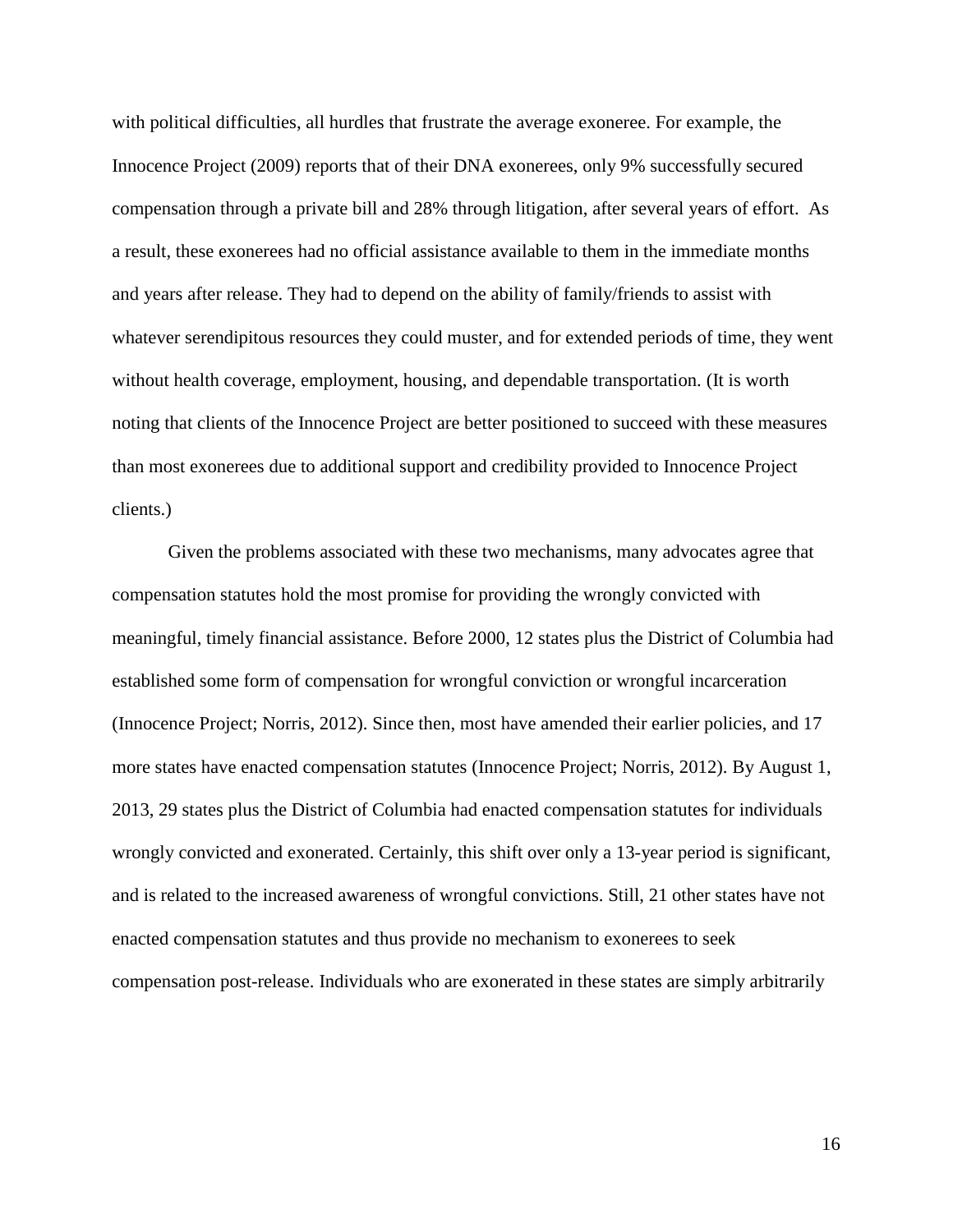with political difficulties, all hurdles that frustrate the average exoneree. For example, the Innocence Project (2009) reports that of their DNA exonerees, only 9% successfully secured compensation through a private bill and 28% through litigation, after several years of effort. As a result, these exonerees had no official assistance available to them in the immediate months and years after release. They had to depend on the ability of family/friends to assist with whatever serendipitous resources they could muster, and for extended periods of time, they went without health coverage, employment, housing, and dependable transportation. (It is worth noting that clients of the Innocence Project are better positioned to succeed with these measures than most exonerees due to additional support and credibility provided to Innocence Project clients.)

Given the problems associated with these two mechanisms, many advocates agree that compensation statutes hold the most promise for providing the wrongly convicted with meaningful, timely financial assistance. Before 2000, 12 states plus the District of Columbia had established some form of compensation for wrongful conviction or wrongful incarceration (Innocence Project; Norris, 2012). Since then, most have amended their earlier policies, and 17 more states have enacted compensation statutes (Innocence Project; Norris, 2012). By August 1, 2013, 29 states plus the District of Columbia had enacted compensation statutes for individuals wrongly convicted and exonerated. Certainly, this shift over only a 13-year period is significant, and is related to the increased awareness of wrongful convictions. Still, 21 other states have not enacted compensation statutes and thus provide no mechanism to exonerees to seek compensation post-release. Individuals who are exonerated in these states are simply arbitrarily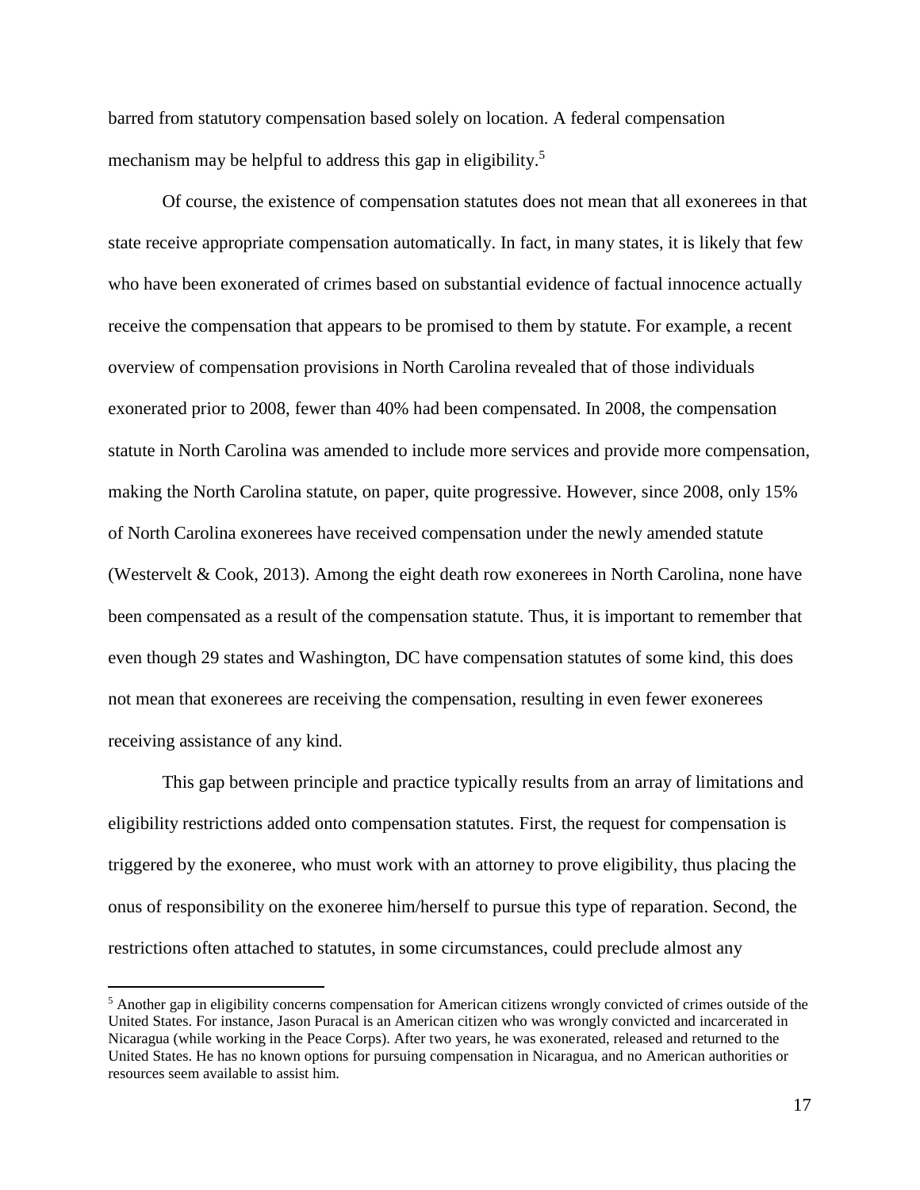barred from statutory compensation based solely on location. A federal compensation mechanism may be helpful to address this gap in eligibility.[5]

Of course, the existence of compensation statutes does not mean that all exonerees in that state receive appropriate compensation automatically. In fact, in many states, it is likely that few who have been exonerated of crimes based on substantial evidence of factual innocence actually receive the compensation that appears to be promised to them by statute. For example, a recent overview of compensation provisions in North Carolina revealed that of those individuals exonerated prior to 2008, fewer than 40% had been compensated. In 2008, the compensation statute in North Carolina was amended to include more services and provide more compensation, making the North Carolina statute, on paper, quite progressive. However, since 2008, only 15% of North Carolina exonerees have received compensation under the newly amended statute (Westervelt & Cook, 2013). Among the eight death row exonerees in North Carolina, none have been compensated as a result of the compensation statute. Thus, it is important to remember that even though 29 states and Washington, DC have compensation statutes of some kind, this does not mean that exonerees are receiving the compensation, resulting in even fewer exonerees receiving assistance of any kind.

This gap between principle and practice typically results from an array of limitations and eligibility restrictions added onto compensation statutes. First, the request for compensation is triggered by the exoneree, who must work with an attorney to prove eligibility, thus placing the onus of responsibility on the exoneree him/herself to pursue this type of reparation. Second, the restrictions often attached to statutes, in some circumstances, could preclude almost any

---

[5] Another gap in eligibility concerns compensation for American citizens wrongly convicted of crimes outside of the United States. For instance, Jason Puracal is an American citizen who was wrongly convicted and incarcerated in Nicaragua (while working in the Peace Corps). After two years, he was exonerated, released and returned to the United States. He has no known options for pursuing compensation in Nicaragua, and no American authorities or resources seem available to assist him.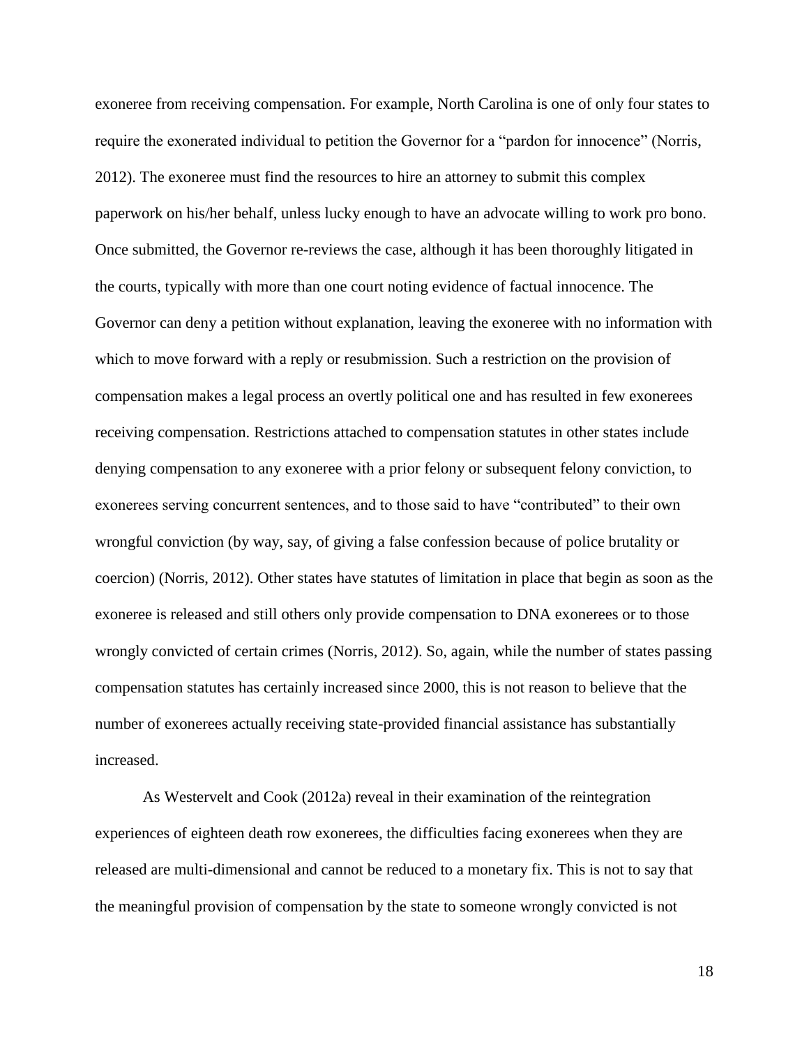exoneree from receiving compensation. For example, North Carolina is one of only four states to require the exonerated individual to petition the Governor for a "pardon for innocence" (Norris, 2012). The exoneree must find the resources to hire an attorney to submit this complex paperwork on his/her behalf, unless lucky enough to have an advocate willing to work pro bono. Once submitted, the Governor re-reviews the case, although it has been thoroughly litigated in the courts, typically with more than one court noting evidence of factual innocence. The Governor can deny a petition without explanation, leaving the exoneree with no information with which to move forward with a reply or resubmission. Such a restriction on the provision of compensation makes a legal process an overtly political one and has resulted in few exonerees receiving compensation. Restrictions attached to compensation statutes in other states include denying compensation to any exoneree with a prior felony or subsequent felony conviction, to exonerees serving concurrent sentences, and to those said to have "contributed" to their own wrongful conviction (by way, say, of giving a false confession because of police brutality or coercion) (Norris, 2012). Other states have statutes of limitation in place that begin as soon as the exoneree is released and still others only provide compensation to DNA exonerees or to those wrongly convicted of certain crimes (Norris, 2012). So, again, while the number of states passing compensation statutes has certainly increased since 2000, this is not reason to believe that the number of exonerees actually receiving state-provided financial assistance has substantially increased.

As Westervelt and Cook (2012a) reveal in their examination of the reintegration experiences of eighteen death row exonerees, the difficulties facing exonerees when they are released are multi-dimensional and cannot be reduced to a monetary fix. This is not to say that the meaningful provision of compensation by the state to someone wrongly convicted is not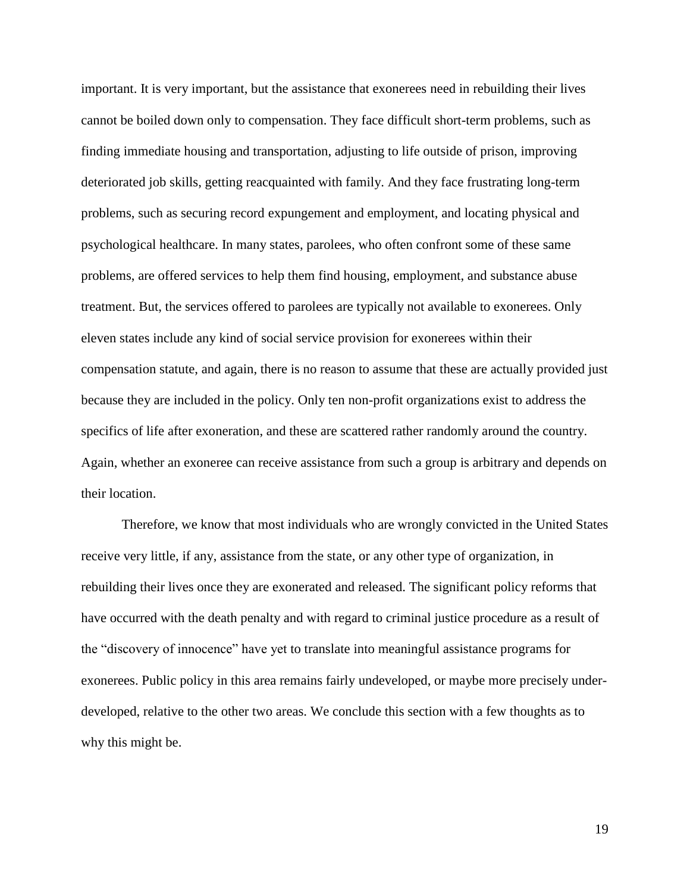important. It is very important, but the assistance that exonerees need in rebuilding their lives cannot be boiled down only to compensation. They face difficult short-term problems, such as finding immediate housing and transportation, adjusting to life outside of prison, improving deteriorated job skills, getting reacquainted with family. And they face frustrating long-term problems, such as securing record expungement and employment, and locating physical and psychological healthcare. In many states, parolees, who often confront some of these same problems, are offered services to help them find housing, employment, and substance abuse treatment. But, the services offered to parolees are typically not available to exonerees. Only eleven states include any kind of social service provision for exonerees within their compensation statute, and again, there is no reason to assume that these are actually provided just because they are included in the policy. Only ten non-profit organizations exist to address the specifics of life after exoneration, and these are scattered rather randomly around the country. Again, whether an exoneree can receive assistance from such a group is arbitrary and depends on their location.

Therefore, we know that most individuals who are wrongly convicted in the United States receive very little, if any, assistance from the state, or any other type of organization, in rebuilding their lives once they are exonerated and released. The significant policy reforms that have occurred with the death penalty and with regard to criminal justice procedure as a result of the "discovery of innocence" have yet to translate into meaningful assistance programs for exonerees. Public policy in this area remains fairly undeveloped, or maybe more precisely under-developed, relative to the other two areas. We conclude this section with a few thoughts as to why this might be.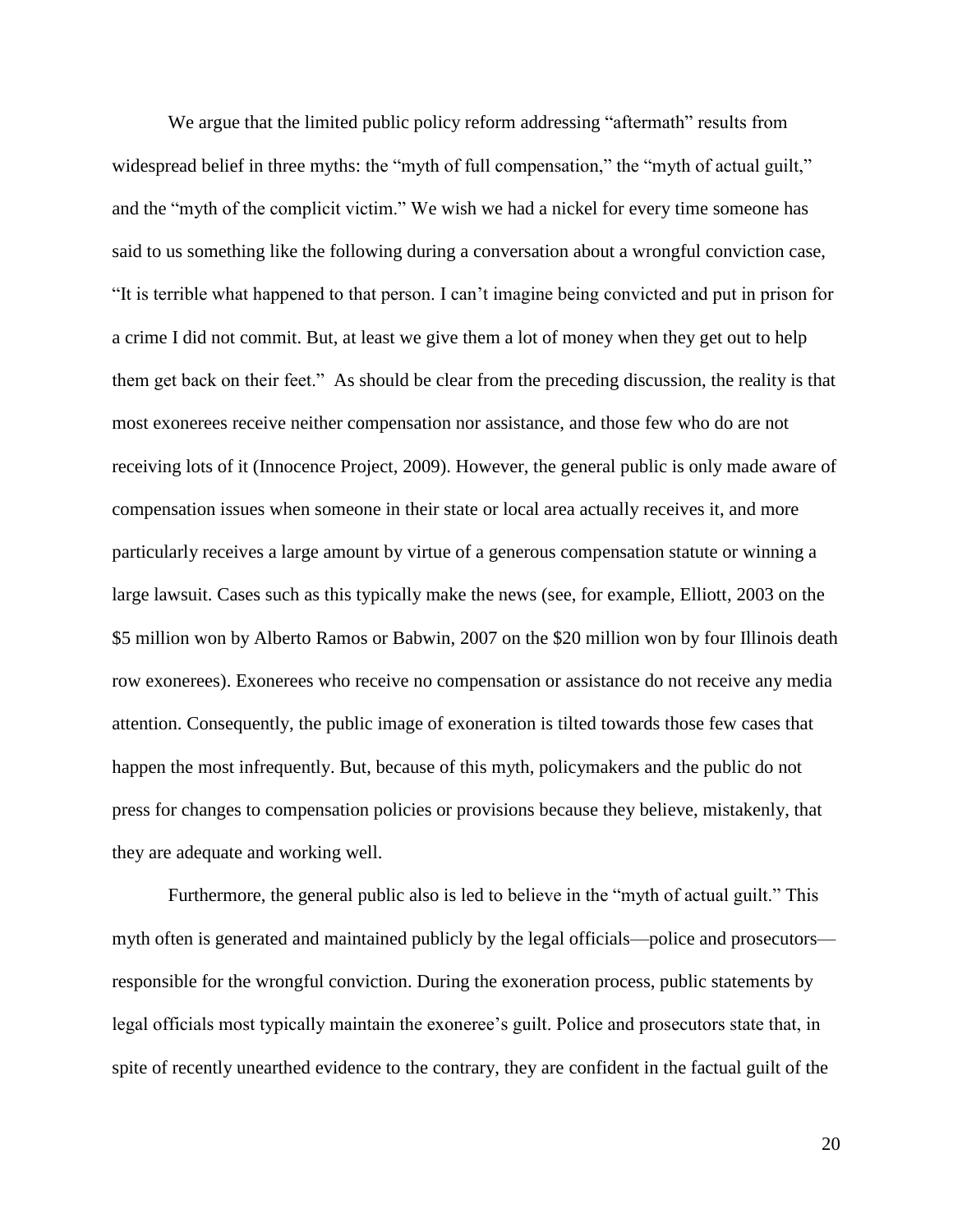We argue that the limited public policy reform addressing "aftermath" results from widespread belief in three myths: the "myth of full compensation," the "myth of actual guilt," and the "myth of the complicit victim." We wish we had a nickel for every time someone has said to us something like the following during a conversation about a wrongful conviction case, "It is terrible what happened to that person. I can't imagine being convicted and put in prison for a crime I did not commit. But, at least we give them a lot of money when they get out to help them get back on their feet." As should be clear from the preceding discussion, the reality is that most exonerees receive neither compensation nor assistance, and those few who do are not receiving lots of it (Innocence Project, 2009). However, the general public is only made aware of compensation issues when someone in their state or local area actually receives it, and more particularly receives a large amount by virtue of a generous compensation statute or winning a large lawsuit. Cases such as this typically make the news (see, for example, Elliott, 2003 on the $5 million won by Alberto Ramos or Babwin, 2007 on the $20 million won by four Illinois death row exonerees). Exonerees who receive no compensation or assistance do not receive any media attention. Consequently, the public image of exoneration is tilted towards those few cases that happen the most infrequently. But, because of this myth, policymakers and the public do not press for changes to compensation policies or provisions because they believe, mistakenly, that they are adequate and working well.

Furthermore, the general public also is led to believe in the "myth of actual guilt." This myth often is generated and maintained publicly by the legal officials—police and prosecutors—responsible for the wrongful conviction. During the exoneration process, public statements by legal officials most typically maintain the exoneree's guilt. Police and prosecutors state that, in spite of recently unearthed evidence to the contrary, they are confident in the factual guilt of the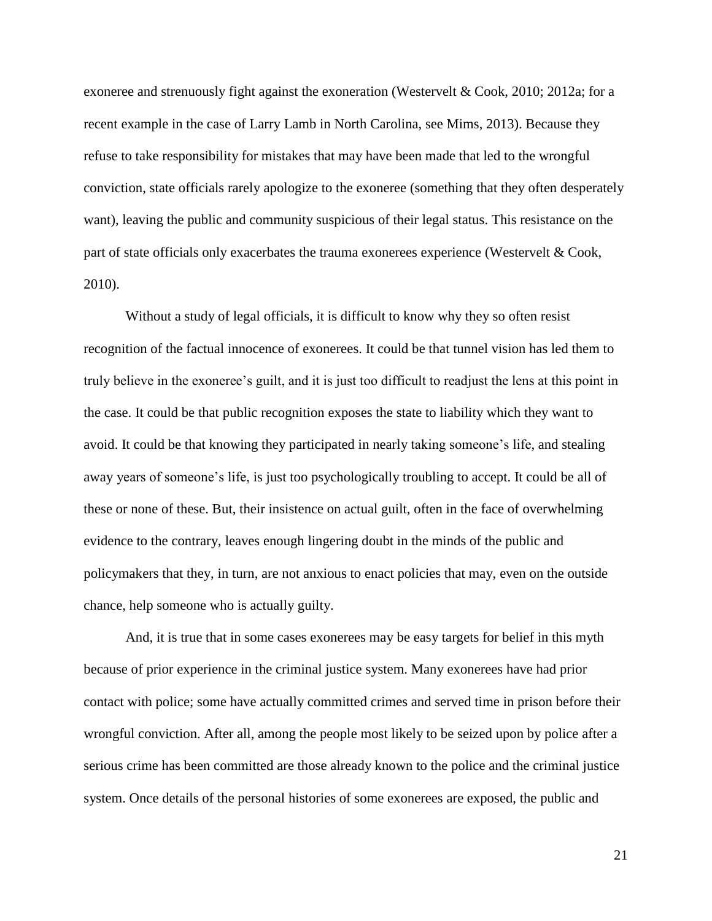exoneree and strenuously fight against the exoneration (Westervelt & Cook, 2010; 2012a; for a recent example in the case of Larry Lamb in North Carolina, see Mims, 2013). Because they refuse to take responsibility for mistakes that may have been made that led to the wrongful conviction, state officials rarely apologize to the exoneree (something that they often desperately want), leaving the public and community suspicious of their legal status. This resistance on the part of state officials only exacerbates the trauma exonerees experience (Westervelt & Cook, 2010).

Without a study of legal officials, it is difficult to know why they so often resist recognition of the factual innocence of exonerees. It could be that tunnel vision has led them to truly believe in the exoneree's guilt, and it is just too difficult to readjust the lens at this point in the case. It could be that public recognition exposes the state to liability which they want to avoid. It could be that knowing they participated in nearly taking someone's life, and stealing away years of someone's life, is just too psychologically troubling to accept. It could be all of these or none of these. But, their insistence on actual guilt, often in the face of overwhelming evidence to the contrary, leaves enough lingering doubt in the minds of the public and policymakers that they, in turn, are not anxious to enact policies that may, even on the outside chance, help someone who is actually guilty.

And, it is true that in some cases exonerees may be easy targets for belief in this myth because of prior experience in the criminal justice system. Many exonerees have had prior contact with police; some have actually committed crimes and served time in prison before their wrongful conviction. After all, among the people most likely to be seized upon by police after a serious crime has been committed are those already known to the police and the criminal justice system. Once details of the personal histories of some exonerees are exposed, the public and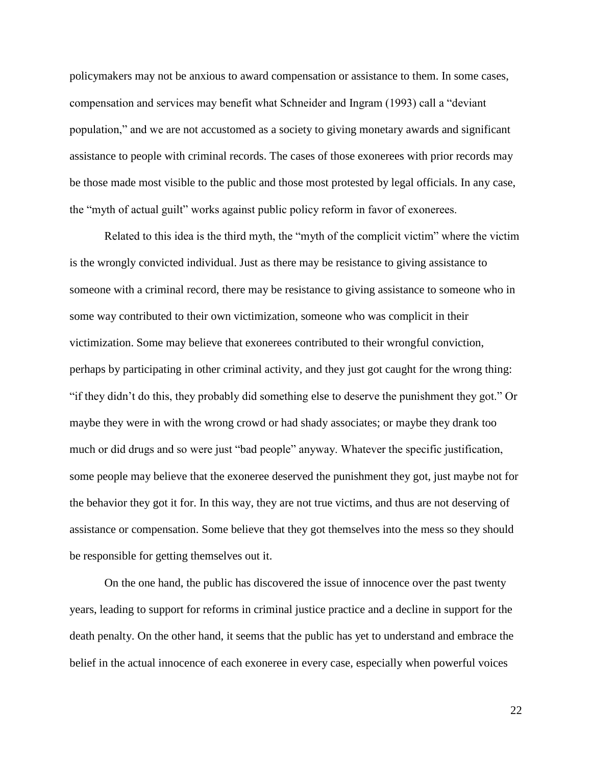policymakers may not be anxious to award compensation or assistance to them. In some cases, compensation and services may benefit what Schneider and Ingram (1993) call a "deviant population," and we are not accustomed as a society to giving monetary awards and significant assistance to people with criminal records. The cases of those exonerees with prior records may be those made most visible to the public and those most protested by legal officials. In any case, the "myth of actual guilt" works against public policy reform in favor of exonerees.

Related to this idea is the third myth, the "myth of the complicit victim" where the victim is the wrongly convicted individual. Just as there may be resistance to giving assistance to someone with a criminal record, there may be resistance to giving assistance to someone who in some way contributed to their own victimization, someone who was complicit in their victimization. Some may believe that exonerees contributed to their wrongful conviction, perhaps by participating in other criminal activity, and they just got caught for the wrong thing: "if they didn't do this, they probably did something else to deserve the punishment they got." Or maybe they were in with the wrong crowd or had shady associates; or maybe they drank too much or did drugs and so were just "bad people" anyway. Whatever the specific justification, some people may believe that the exoneree deserved the punishment they got, just maybe not for the behavior they got it for. In this way, they are not true victims, and thus are not deserving of assistance or compensation. Some believe that they got themselves into the mess so they should be responsible for getting themselves out it.

On the one hand, the public has discovered the issue of innocence over the past twenty years, leading to support for reforms in criminal justice practice and a decline in support for the death penalty. On the other hand, it seems that the public has yet to understand and embrace the belief in the actual innocence of each exoneree in every case, especially when powerful voices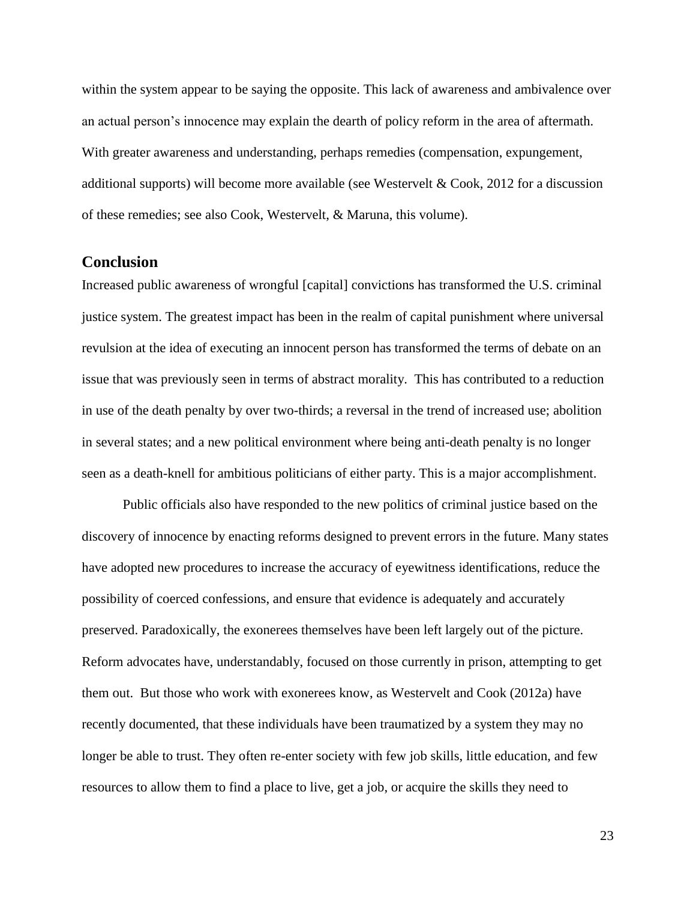within the system appear to be saying the opposite. This lack of awareness and ambivalence over an actual person's innocence may explain the dearth of policy reform in the area of aftermath. With greater awareness and understanding, perhaps remedies (compensation, expungement, additional supports) will become more available (see Westervelt & Cook, 2012 for a discussion of these remedies; see also Cook, Westervelt, & Maruna, this volume).

## Conclusion

Increased public awareness of wrongful [capital] convictions has transformed the U.S. criminal justice system. The greatest impact has been in the realm of capital punishment where universal revulsion at the idea of executing an innocent person has transformed the terms of debate on an issue that was previously seen in terms of abstract morality. This has contributed to a reduction in use of the death penalty by over two-thirds; a reversal in the trend of increased use; abolition in several states; and a new political environment where being anti-death penalty is no longer seen as a death-knell for ambitious politicians of either party. This is a major accomplishment.

Public officials also have responded to the new politics of criminal justice based on the discovery of innocence by enacting reforms designed to prevent errors in the future. Many states have adopted new procedures to increase the accuracy of eyewitness identifications, reduce the possibility of coerced confessions, and ensure that evidence is adequately and accurately preserved. Paradoxically, the exonerees themselves have been left largely out of the picture. Reform advocates have, understandably, focused on those currently in prison, attempting to get them out. But those who work with exonerees know, as Westervelt and Cook (2012a) have recently documented, that these individuals have been traumatized by a system they may no longer be able to trust. They often re-enter society with few job skills, little education, and few resources to allow them to find a place to live, get a job, or acquire the skills they need to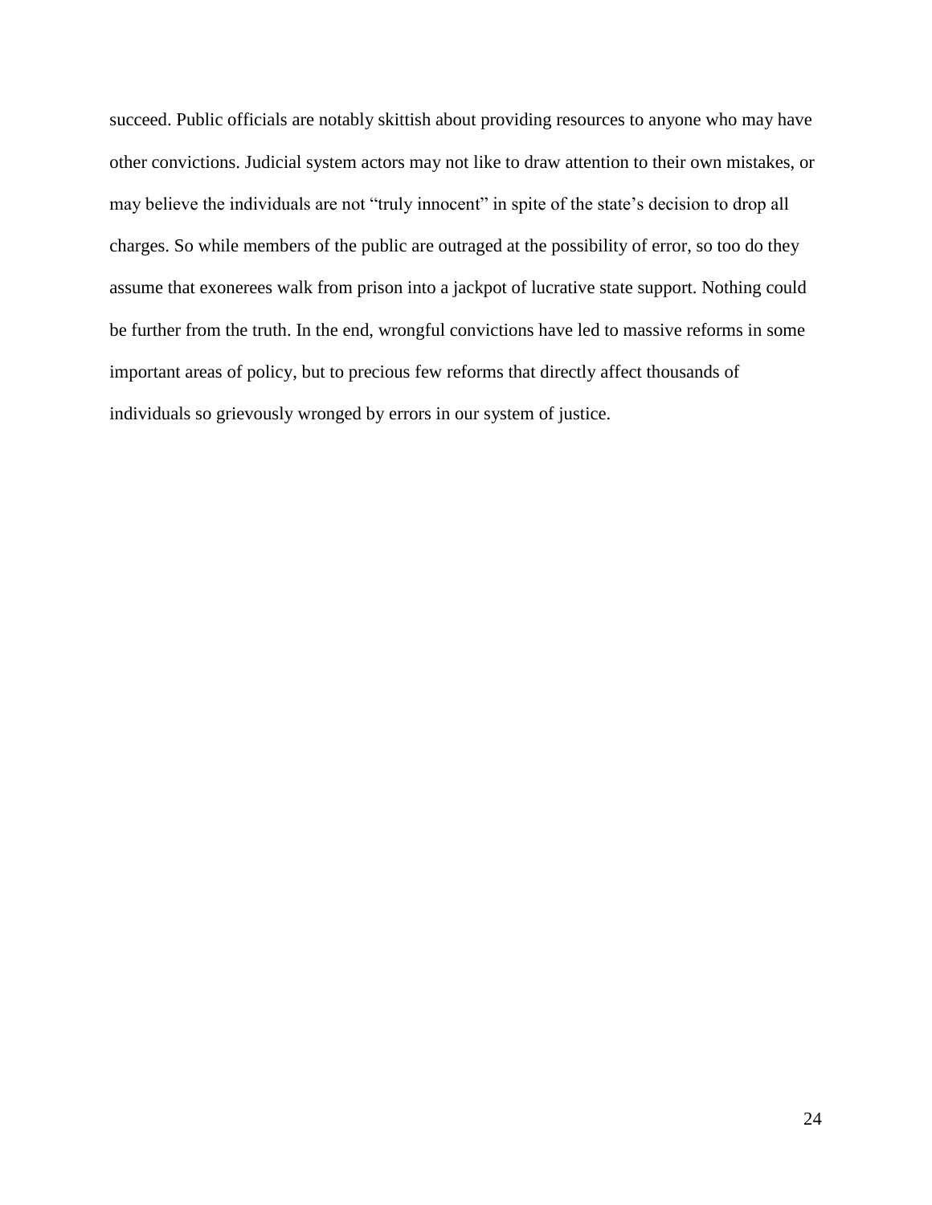succeed. Public officials are notably skittish about providing resources to anyone who may have other convictions. Judicial system actors may not like to draw attention to their own mistakes, or may believe the individuals are not "truly innocent" in spite of the state's decision to drop all charges. So while members of the public are outraged at the possibility of error, so too do they assume that exonerees walk from prison into a jackpot of lucrative state support. Nothing could be further from the truth. In the end, wrongful convictions have led to massive reforms in some important areas of policy, but to precious few reforms that directly affect thousands of individuals so grievously wronged by errors in our system of justice.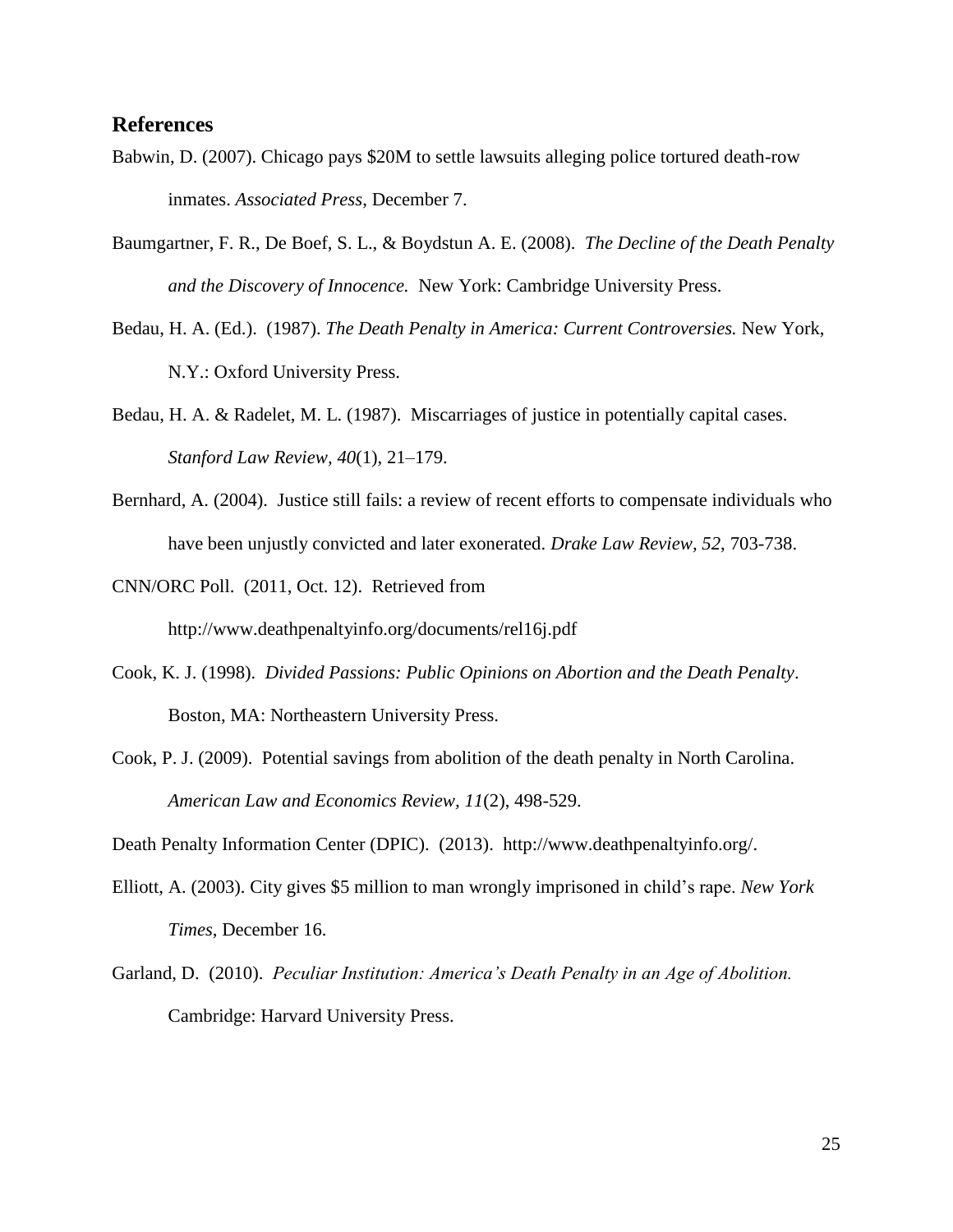## References

Babwin, D. (2007). Chicago pays $20M to settle lawsuits alleging police tortured death-row inmates. *Associated Press*, December 7.

Baumgartner, F. R., De Boef, S. L., & Boydstun A. E. (2008). *The Decline of the Death Penalty and the Discovery of Innocence.* New York: Cambridge University Press.

Bedau, H. A. (Ed.). (1987). *The Death Penalty in America: Current Controversies.* New York, N.Y.: Oxford University Press.

Bedau, H. A. & Radelet, M. L. (1987). Miscarriages of justice in potentially capital cases. *Stanford Law Review, 40*(1), 21–179.

Bernhard, A. (2004). Justice still fails: a review of recent efforts to compensate individuals who have been unjustly convicted and later exonerated. *Drake Law Review, 52,* 703-738.

CNN/ORC Poll. (2011, Oct. 12). Retrieved from http://www.deathpenaltyinfo.org/documents/rel16j.pdf

Cook, K. J. (1998). *Divided Passions: Public Opinions on Abortion and the Death Penalty*. Boston, MA: Northeastern University Press.

Cook, P. J. (2009). Potential savings from abolition of the death penalty in North Carolina. *American Law and Economics Review, 11*(2), 498-529.

Death Penalty Information Center (DPIC). (2013). http://www.deathpenaltyinfo.org/.

Elliott, A. (2003). City gives $5 million to man wrongly imprisoned in child's rape. *New York Times*, December 16.

Garland, D. (2010). *Peculiar Institution: America's Death Penalty in an Age of Abolition.* Cambridge: Harvard University Press.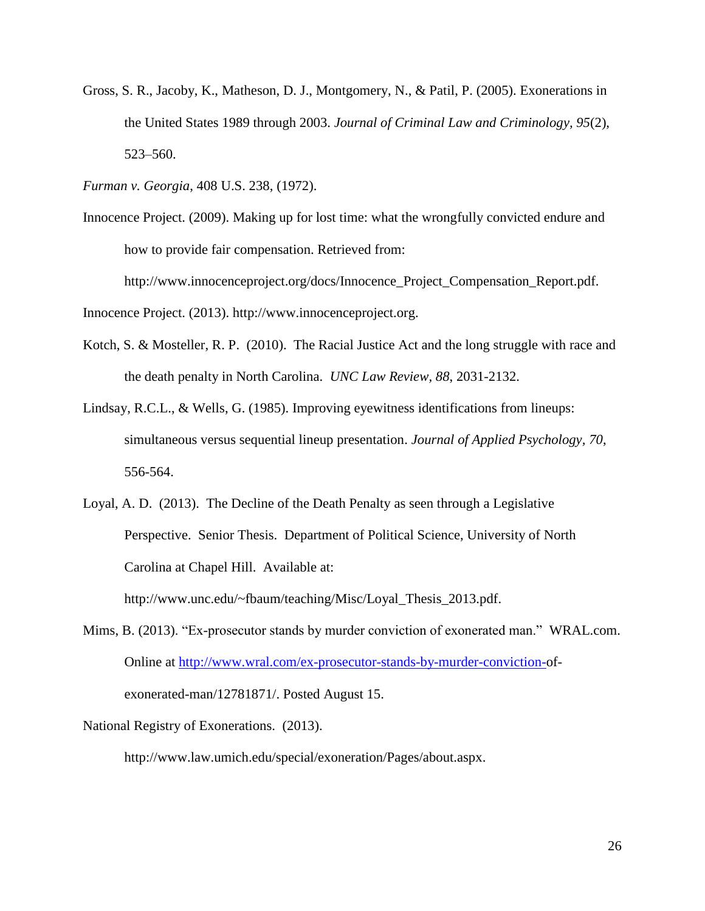Gross, S. R., Jacoby, K., Matheson, D. J., Montgomery, N., & Patil, P. (2005). Exonerations in the United States 1989 through 2003. *Journal of Criminal Law and Criminology, 95*(2), 523–560.

*Furman v. Georgia*, 408 U.S. 238, (1972).

Innocence Project. (2009). Making up for lost time: what the wrongfully convicted endure and how to provide fair compensation. Retrieved from: http://www.innocenceproject.org/docs/Innocence_Project_Compensation_Report.pdf.

Innocence Project. (2013). http://www.innocenceproject.org.

Kotch, S. & Mosteller, R. P. (2010). The Racial Justice Act and the long struggle with race and the death penalty in North Carolina. *UNC Law Review, 88*, 2031-2132.

Lindsay, R.C.L., & Wells, G. (1985). Improving eyewitness identifications from lineups: simultaneous versus sequential lineup presentation. *Journal of Applied Psychology, 70*, 556-564.

Loyal, A. D. (2013). The Decline of the Death Penalty as seen through a Legislative Perspective. Senior Thesis. Department of Political Science, University of North Carolina at Chapel Hill. Available at: http://www.unc.edu/~fbaum/teaching/Misc/Loyal_Thesis_2013.pdf.

Mims, B. (2013). "Ex-prosecutor stands by murder conviction of exonerated man." WRAL.com. Online at http://www.wral.com/ex-prosecutor-stands-by-murder-conviction-of-exonerated-man/12781871/. Posted August 15.

National Registry of Exonerations. (2013). http://www.law.umich.edu/special/exoneration/Pages/about.aspx.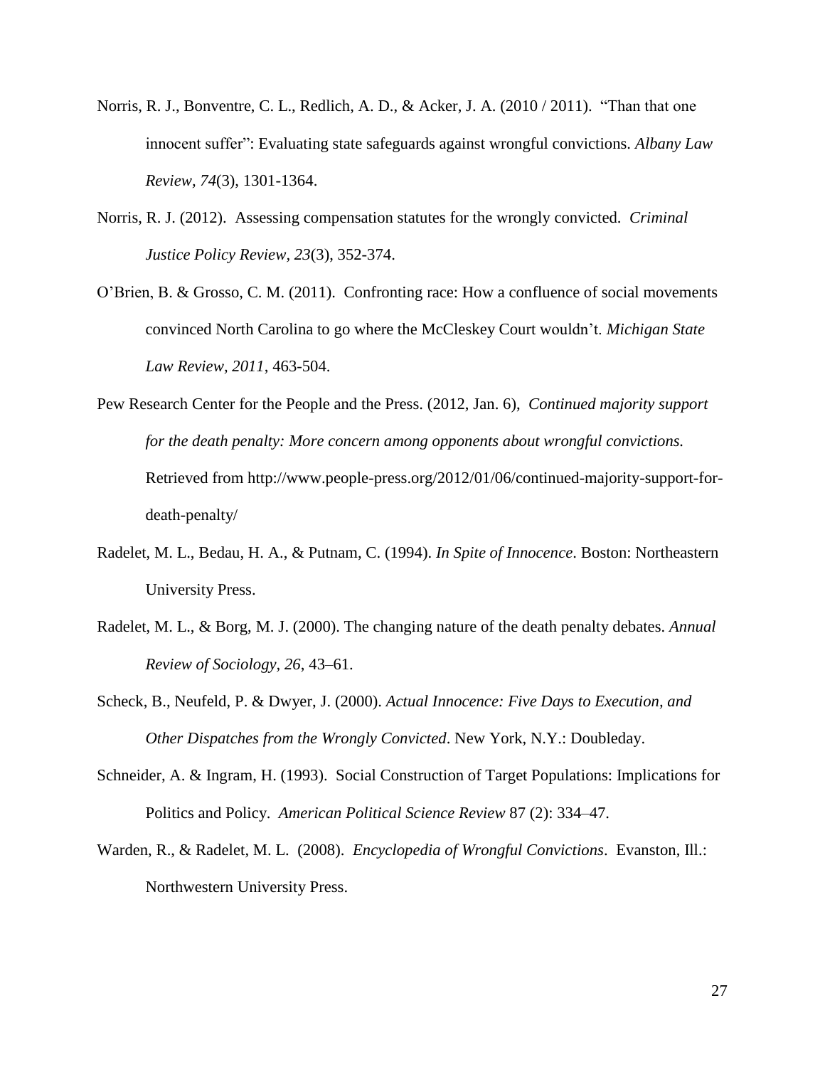Norris, R. J., Bonventre, C. L., Redlich, A. D., & Acker, J. A. (2010 / 2011). "Than that one innocent suffer": Evaluating state safeguards against wrongful convictions. *Albany Law Review, 74*(3), 1301-1364.

Norris, R. J. (2012). Assessing compensation statutes for the wrongly convicted. *Criminal Justice Policy Review, 23*(3), 352-374.

O'Brien, B. & Grosso, C. M. (2011). Confronting race: How a confluence of social movements convinced North Carolina to go where the McCleskey Court wouldn't. *Michigan State Law Review, 2011*, 463-504.

Pew Research Center for the People and the Press. (2012, Jan. 6), *Continued majority support for the death penalty: More concern among opponents about wrongful convictions.* Retrieved from http://www.people-press.org/2012/01/06/continued-majority-support-for-death-penalty/

Radelet, M. L., Bedau, H. A., & Putnam, C. (1994). *In Spite of Innocence*. Boston: Northeastern University Press.

Radelet, M. L., & Borg, M. J. (2000). The changing nature of the death penalty debates. *Annual Review of Sociology, 26*, 43–61.

Scheck, B., Neufeld, P. & Dwyer, J. (2000). *Actual Innocence: Five Days to Execution, and Other Dispatches from the Wrongly Convicted*. New York, N.Y.: Doubleday.

Schneider, A. & Ingram, H. (1993). Social Construction of Target Populations: Implications for Politics and Policy. *American Political Science Review* 87 (2): 334–47.

Warden, R., & Radelet, M. L. (2008). *Encyclopedia of Wrongful Convictions*. Evanston, Ill.: Northwestern University Press.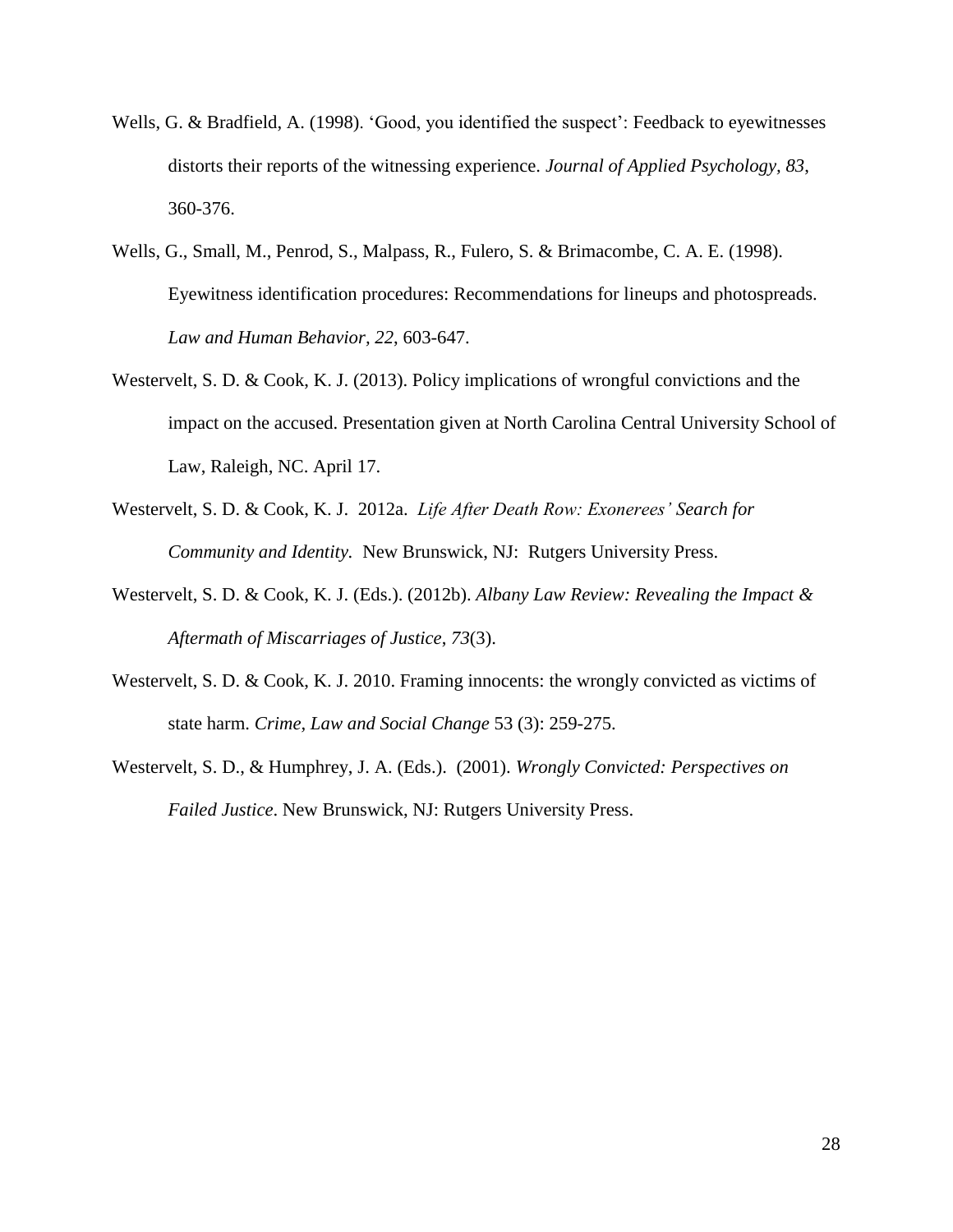Wells, G. & Bradfield, A. (1998). 'Good, you identified the suspect': Feedback to eyewitnesses distorts their reports of the witnessing experience. *Journal of Applied Psychology, 83*, 360-376.

Wells, G., Small, M., Penrod, S., Malpass, R., Fulero, S. & Brimacombe, C. A. E. (1998). Eyewitness identification procedures: Recommendations for lineups and photospreads. *Law and Human Behavior, 22*, 603-647.

Westervelt, S. D. & Cook, K. J. (2013). Policy implications of wrongful convictions and the impact on the accused. Presentation given at North Carolina Central University School of Law, Raleigh, NC. April 17.

Westervelt, S. D. & Cook, K. J. 2012a. *Life After Death Row: Exonerees' Search for Community and Identity.* New Brunswick, NJ: Rutgers University Press.

Westervelt, S. D. & Cook, K. J. (Eds.). (2012b). *Albany Law Review: Revealing the Impact & Aftermath of Miscarriages of Justice*, *73*(3).

Westervelt, S. D. & Cook, K. J. 2010. Framing innocents: the wrongly convicted as victims of state harm. *Crime, Law and Social Change* 53 (3): 259-275.

Westervelt, S. D., & Humphrey, J. A. (Eds.). (2001). *Wrongly Convicted: Perspectives on Failed Justice*. New Brunswick, NJ: Rutgers University Press.